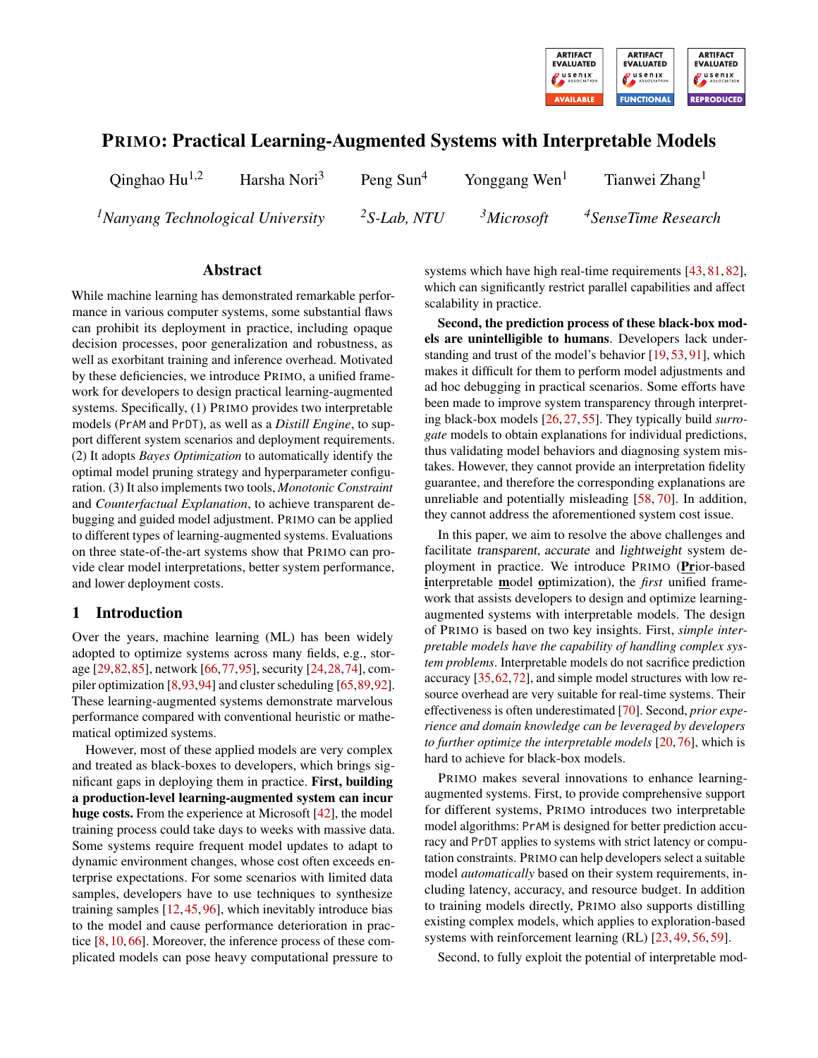ARTIFACT EVALUATED usenix ASSOCIATION AVAILABLE
ARTIFACT EVALUATED usenix ASSOCIATION FUNCTIONAL
ARTIFACT EVALUATED usenix ASSOCIATION REPRODUCED

# PRIMO: Practical Learning-Augmented Systems with Interpretable Models

Qinghao Hu[1,2] Harsha Nori[3] Peng Sun[4] Yonggang Wen[1] Tianwei Zhang[1]

[1]*Nanyang Technological University* [2]*S-Lab, NTU* [3]*Microsoft* [4]*SenseTime Research*

## Abstract

While machine learning has demonstrated remarkable performance in various computer systems, some substantial flaws can prohibit its deployment in practice, including opaque decision processes, poor generalization and robustness, as well as exorbitant training and inference overhead. Motivated by these deficiencies, we introduce PRIMO, a unified framework for developers to design practical learning-augmented systems. Specifically, (1) PRIMO provides two interpretable models (PrAM and PrDT), as well as a *Distill Engine*, to support different system scenarios and deployment requirements. (2) It adopts *Bayes Optimization* to automatically identify the optimal model pruning strategy and hyperparameter configuration. (3) It also implements two tools, *Monotonic Constraint* and *Counterfactual Explanation*, to achieve transparent debugging and guided model adjustment. PRIMO can be applied to different types of learning-augmented systems. Evaluations on three state-of-the-art systems show that PRIMO can provide clear model interpretations, better system performance, and lower deployment costs.

## 1 Introduction

Over the years, machine learning (ML) has been widely adopted to optimize systems across many fields, e.g., storage [29,82,85], network [66,77,95], security [24,28,74], compiler optimization [8,93,94] and cluster scheduling [65,89,92]. These learning-augmented systems demonstrate marvelous performance compared with conventional heuristic or mathematical optimized systems.

However, most of these applied models are very complex and treated as black-boxes to developers, which brings significant gaps in deploying them in practice. **First, building a production-level learning-augmented system can incur huge costs.** From the experience at Microsoft [42], the model training process could take days to weeks with massive data. Some systems require frequent model updates to adapt to dynamic environment changes, whose cost often exceeds enterprise expectations. For some scenarios with limited data samples, developers have to use techniques to synthesize training samples [12,45,96], which inevitably introduce bias to the model and cause performance deterioration in practice [8,10,66]. Moreover, the inference process of these complicated models can pose heavy computational pressure to systems which have high real-time requirements [43,81,82], which can significantly restrict parallel capabilities and affect scalability in practice.

**Second, the prediction process of these black-box models are unintelligible to humans**. Developers lack understanding and trust of the model's behavior [19,53,91], which makes it difficult for them to perform model adjustments and ad hoc debugging in practical scenarios. Some efforts have been made to improve system transparency through interpreting black-box models [26,27,55]. They typically build *surrogate* models to obtain explanations for individual predictions, thus validating model behaviors and diagnosing system mistakes. However, they cannot provide an interpretation fidelity guarantee, and therefore the corresponding explanations are unreliable and potentially misleading [58,70]. In addition, they cannot address the aforementioned system cost issue.

In this paper, we aim to resolve the above challenges and facilitate transparent, accurate and lightweight system deployment in practice. We introduce PRIMO (**Pr**ior-based **i**nterpretable **m**odel **o**ptimization), the *first* unified framework that assists developers to design and optimize learning-augmented systems with interpretable models. The design of PRIMO is based on two key insights. First, *simple interpretable models have the capability of handling complex system problems*. Interpretable models do not sacrifice prediction accuracy [35,62,72], and simple model structures with low resource overhead are very suitable for real-time systems. Their effectiveness is often underestimated [70]. Second, *prior experience and domain knowledge can be leveraged by developers to further optimize the interpretable models* [20,76], which is hard to achieve for black-box models.

PRIMO makes several innovations to enhance learning-augmented systems. First, to provide comprehensive support for different systems, PRIMO introduces two interpretable model algorithms: PrAM is designed for better prediction accuracy and PrDT applies to systems with strict latency or computation constraints. PRIMO can help developers select a suitable model *automatically* based on their system requirements, including latency, accuracy, and resource budget. In addition to training models directly, PRIMO also supports distilling existing complex models, which applies to exploration-based systems with reinforcement learning (RL) [23,49,56,59].

Second, to fully exploit the potential of interpretable mod-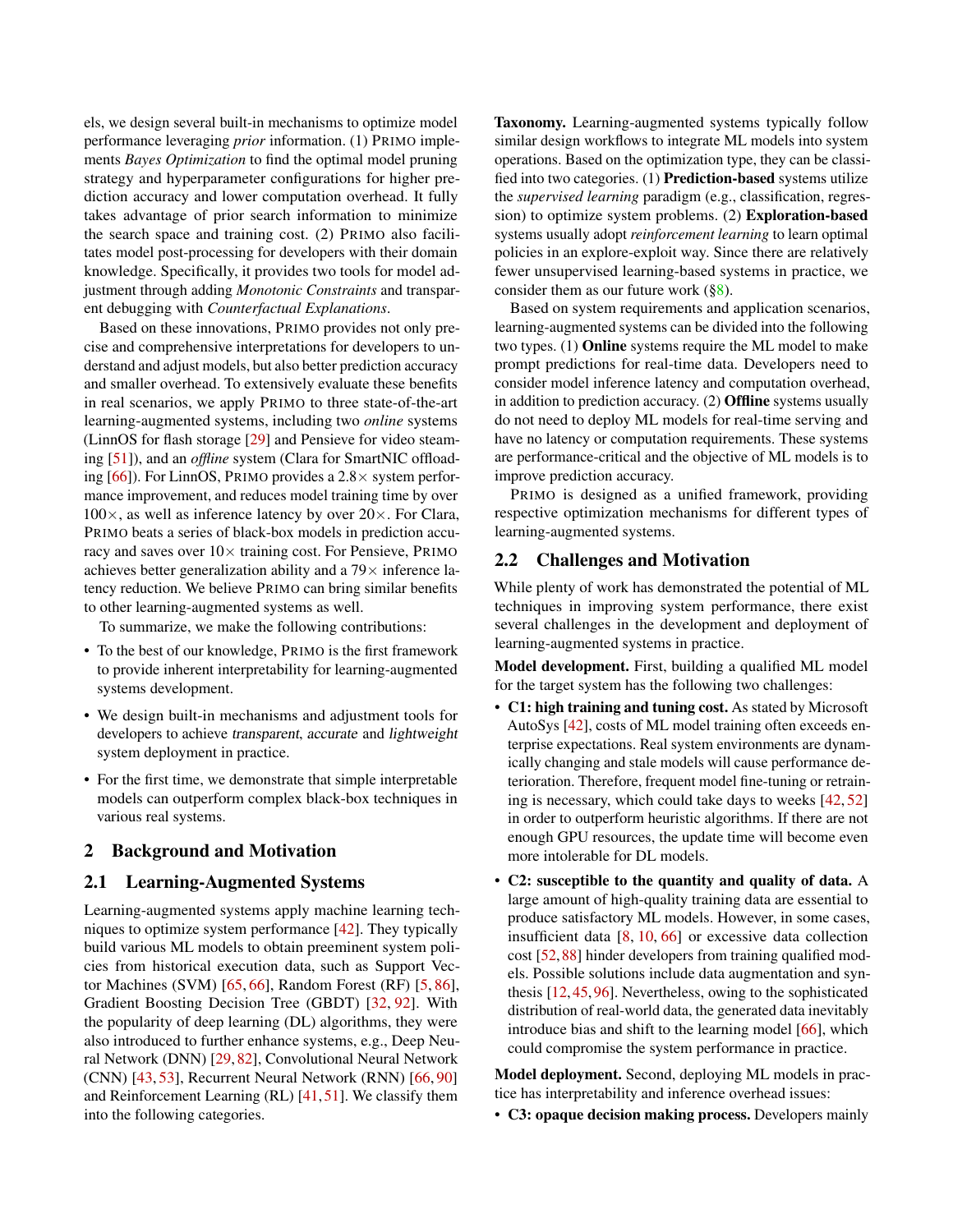els, we design several built-in mechanisms to optimize model performance leveraging *prior* information. (1) PRIMO implements *Bayes Optimization* to find the optimal model pruning strategy and hyperparameter configurations for higher prediction accuracy and lower computation overhead. It fully takes advantage of prior search information to minimize the search space and training cost. (2) PRIMO also facilitates model post-processing for developers with their domain knowledge. Specifically, it provides two tools for model adjustment through adding *Monotonic Constraints* and transparent debugging with *Counterfactual Explanations*.

Based on these innovations, PRIMO provides not only precise and comprehensive interpretations for developers to understand and adjust models, but also better prediction accuracy and smaller overhead. To extensively evaluate these benefits in real scenarios, we apply PRIMO to three state-of-the-art learning-augmented systems, including two *online* systems (LinnOS for flash storage [29] and Pensieve for video steaming [51]), and an *offline* system (Clara for SmartNIC offloading [66]). For LinnOS, PRIMO provides a 2.8× system performance improvement, and reduces model training time by over 100×, as well as inference latency by over 20×. For Clara, PRIMO beats a series of black-box models in prediction accuracy and saves over 10× training cost. For Pensieve, PRIMO achieves better generalization ability and a 79× inference latency reduction. We believe PRIMO can bring similar benefits to other learning-augmented systems as well.

To summarize, we make the following contributions:

- To the best of our knowledge, PRIMO is the first framework to provide inherent interpretability for learning-augmented systems development.
- We design built-in mechanisms and adjustment tools for developers to achieve *transparent*, *accurate* and *lightweight* system deployment in practice.
- For the first time, we demonstrate that simple interpretable models can outperform complex black-box techniques in various real systems.

## 2 Background and Motivation

### 2.1 Learning-Augmented Systems

Learning-augmented systems apply machine learning techniques to optimize system performance [42]. They typically build various ML models to obtain preeminent system policies from historical execution data, such as Support Vector Machines (SVM) [65, 66], Random Forest (RF) [5, 86], Gradient Boosting Decision Tree (GBDT) [32, 92]. With the popularity of deep learning (DL) algorithms, they were also introduced to further enhance systems, e.g., Deep Neural Network (DNN) [29, 82], Convolutional Neural Network (CNN) [43, 53], Recurrent Neural Network (RNN) [66, 90] and Reinforcement Learning (RL) [41, 51]. We classify them into the following categories.

**Taxonomy.** Learning-augmented systems typically follow similar design workflows to integrate ML models into system operations. Based on the optimization type, they can be classified into two categories. (1) **Prediction-based** systems utilize the *supervised learning* paradigm (e.g., classification, regression) to optimize system problems. (2) **Exploration-based** systems usually adopt *reinforcement learning* to learn optimal policies in an explore-exploit way. Since there are relatively fewer unsupervised learning-based systems in practice, we consider them as our future work (§8).

Based on system requirements and application scenarios, learning-augmented systems can be divided into the following two types. (1) **Online** systems require the ML model to make prompt predictions for real-time data. Developers need to consider model inference latency and computation overhead, in addition to prediction accuracy. (2) **Offline** systems usually do not need to deploy ML models for real-time serving and have no latency or computation requirements. These systems are performance-critical and the objective of ML models is to improve prediction accuracy.

PRIMO is designed as a unified framework, providing respective optimization mechanisms for different types of learning-augmented systems.

### 2.2 Challenges and Motivation

While plenty of work has demonstrated the potential of ML techniques in improving system performance, there exist several challenges in the development and deployment of learning-augmented systems in practice.

**Model development.** First, building a qualified ML model for the target system has the following two challenges:

- **C1: high training and tuning cost.** As stated by Microsoft AutoSys [42], costs of ML model training often exceeds enterprise expectations. Real system environments are dynamically changing and stale models will cause performance deterioration. Therefore, frequent model fine-tuning or retraining is necessary, which could take days to weeks [42, 52] in order to outperform heuristic algorithms. If there are not enough GPU resources, the update time will become even more intolerable for DL models.
- **C2: susceptible to the quantity and quality of data.** A large amount of high-quality training data are essential to produce satisfactory ML models. However, in some cases, insufficient data [8, 10, 66] or excessive data collection cost [52, 88] hinder developers from training qualified models. Possible solutions include data augmentation and synthesis [12, 45, 96]. Nevertheless, owing to the sophisticated distribution of real-world data, the generated data inevitably introduce bias and shift to the learning model [66], which could compromise the system performance in practice.

**Model deployment.** Second, deploying ML models in practice has interpretability and inference overhead issues:

- **C3: opaque decision making process.** Developers mainly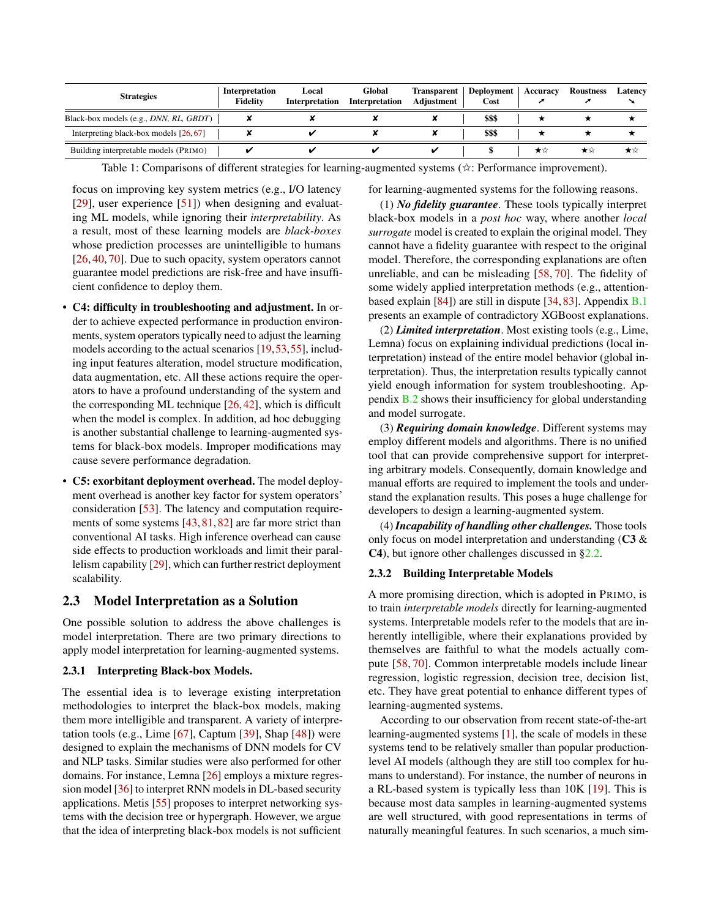| Strategies | Interpretation Fidelity | Local Interpretation | Global Interpretation | Transparent Adjustment | Deployment Cost | Accuracy ↗ | Roustness ↗ | Latency ↘ |
|---|---|---|---|---|---|---|---|---|
| Black-box models (e.g., *DNN, RL, GBDT*) | ✘ | ✘ | ✘ | ✘ | $$$ | ★ | ★ | ★ |
| Interpreting black-box models [26, 67] | ✘ | ✔ | ✘ | ✘ | $$$ | ★ | ★ | ★ |
| Building interpretable models (PRIMO) | ✔ | ✔ | ✔ | ✔ | $ | ★☆ | ★☆ | ★☆ |

Table 1: Comparisons of different strategies for learning-augmented systems (☆: Performance improvement).

focus on improving key system metrics (e.g., I/O latency [29], user experience [51]) when designing and evaluating ML models, while ignoring their *interpretability*. As a result, most of these learning models are *black-boxes* whose prediction processes are unintelligible to humans [26, 40, 70]. Due to such opacity, system operators cannot guarantee model predictions are risk-free and have insufficient confidence to deploy them.

- **C4: difficulty in troubleshooting and adjustment.** In order to achieve expected performance in production environments, system operators typically need to adjust the learning models according to the actual scenarios [19, 53, 55], including input features alteration, model structure modification, data augmentation, etc. All these actions require the operators to have a profound understanding of the system and the corresponding ML technique [26, 42], which is difficult when the model is complex. In addition, ad hoc debugging is another substantial challenge to learning-augmented systems for black-box models. Improper modifications may cause severe performance degradation.
- **C5: exorbitant deployment overhead.** The model deployment overhead is another key factor for system operators' consideration [53]. The latency and computation requirements of some systems [43, 81, 82] are far more strict than conventional AI tasks. High inference overhead can cause side effects to production workloads and limit their parallelism capability [29], which can further restrict deployment scalability.

## 2.3 Model Interpretation as a Solution

One possible solution to address the above challenges is model interpretation. There are two primary directions to apply model interpretation for learning-augmented systems.

### 2.3.1 Interpreting Black-box Models.

The essential idea is to leverage existing interpretation methodologies to interpret the black-box models, making them more intelligible and transparent. A variety of interpretation tools (e.g., Lime [67], Captum [39], Shap [48]) were designed to explain the mechanisms of DNN models for CV and NLP tasks. Similar studies were also performed for other domains. For instance, Lemna [26] employs a mixture regression model [36] to interpret RNN models in DL-based security applications. Metis [55] proposes to interpret networking systems with the decision tree or hypergraph. However, we argue that the idea of interpreting black-box models is not sufficient for learning-augmented systems for the following reasons.

(1) ***No fidelity guarantee***. These tools typically interpret black-box models in a *post hoc* way, where another *local surrogate* model is created to explain the original model. They cannot have a fidelity guarantee with respect to the original model. Therefore, the corresponding explanations are often unreliable, and can be misleading [58, 70]. The fidelity of some widely applied interpretation methods (e.g., attention-based explain [84]) are still in dispute [34, 83]. Appendix B.1 presents an example of contradictory XGBoost explanations.

(2) ***Limited interpretation***. Most existing tools (e.g., Lime, Lemna) focus on explaining individual predictions (local interpretation) instead of the entire model behavior (global interpretation). Thus, the interpretation results typically cannot yield enough information for system troubleshooting. Appendix B.2 shows their insufficiency for global understanding and model surrogate.

(3) ***Requiring domain knowledge***. Different systems may employ different models and algorithms. There is no unified tool that can provide comprehensive support for interpreting arbitrary models. Consequently, domain knowledge and manual efforts are required to implement the tools and understand the explanation results. This poses a huge challenge for developers to design a learning-augmented system.

(4) ***Incapability of handling other challenges.*** Those tools only focus on model interpretation and understanding (**C3** & **C4**), but ignore other challenges discussed in §2.2.

### 2.3.2 Building Interpretable Models

A more promising direction, which is adopted in PRIMO, is to train *interpretable models* directly for learning-augmented systems. Interpretable models refer to the models that are inherently intelligible, where their explanations provided by themselves are faithful to what the models actually compute [58, 70]. Common interpretable models include linear regression, logistic regression, decision tree, decision list, etc. They have great potential to enhance different types of learning-augmented systems.

According to our observation from recent state-of-the-art learning-augmented systems [1], the scale of models in these systems tend to be relatively smaller than popular production-level AI models (although they are still too complex for humans to understand). For instance, the number of neurons in a RL-based system is typically less than 10K [19]. This is because most data samples in learning-augmented systems are well structured, with good representations in terms of naturally meaningful features. In such scenarios, a much sim-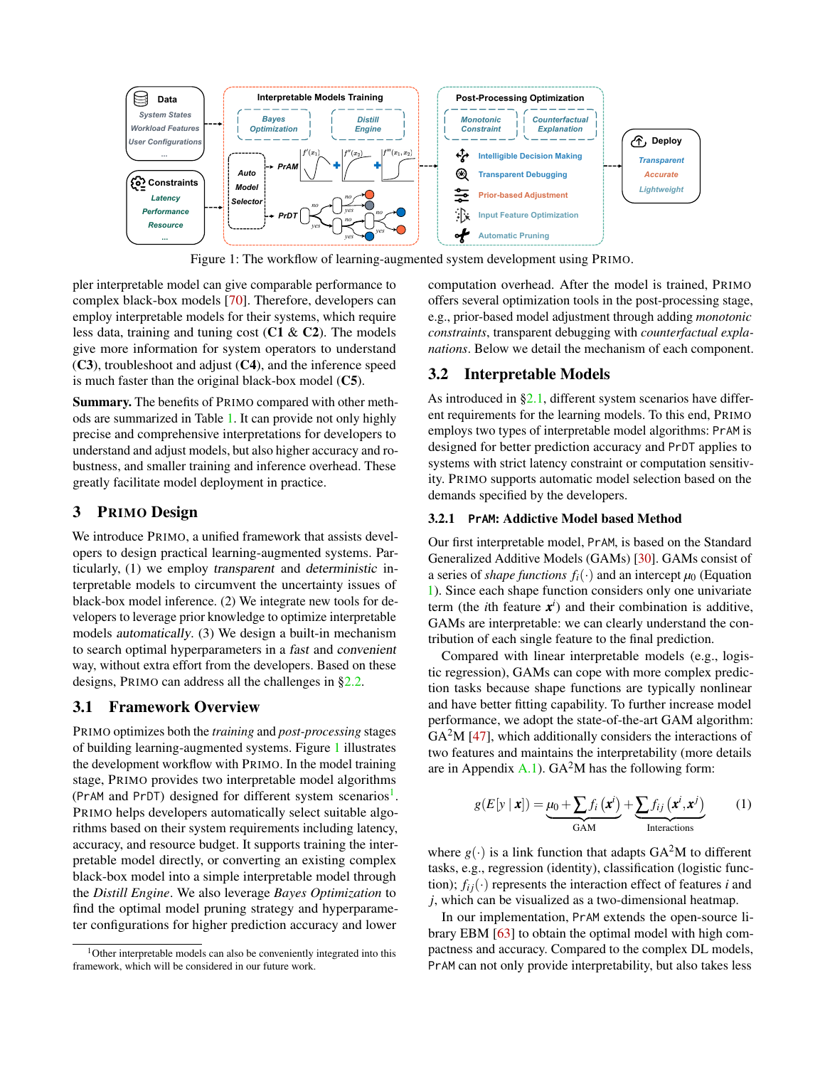Figure 1: The workflow of learning-augmented system development using PRIMO.

pler interpretable model can give comparable performance to complex black-box models [70]. Therefore, developers can employ interpretable models for their systems, which require less data, training and tuning cost (**C1** & **C2**). The models give more information for system operators to understand (**C3**), troubleshoot and adjust (**C4**), and the inference speed is much faster than the original black-box model (**C5**).

**Summary.** The benefits of PRIMO compared with other methods are summarized in Table 1. It can provide not only highly precise and comprehensive interpretations for developers to understand and adjust models, but also higher accuracy and robustness, and smaller training and inference overhead. These greatly facilitate model deployment in practice.

## 3 PRIMO Design

We introduce PRIMO, a unified framework that assists developers to design practical learning-augmented systems. Particularly, (1) we employ *transparent* and *deterministic* interpretable models to circumvent the uncertainty issues of black-box model inference. (2) We integrate new tools for developers to leverage prior knowledge to optimize interpretable models *automatically*. (3) We design a built-in mechanism to search optimal hyperparameters in a *fast* and *convenient* way, without extra effort from the developers. Based on these designs, PRIMO can address all the challenges in §2.2.

### 3.1 Framework Overview

PRIMO optimizes both the *training* and *post-processing* stages of building learning-augmented systems. Figure 1 illustrates the development workflow with PRIMO. In the model training stage, PRIMO provides two interpretable model algorithms (`PrAM` and `PrDT`) designed for different system scenarios[1]. PRIMO helps developers automatically select suitable algorithms based on their system requirements including latency, accuracy, and resource budget. It supports training the interpretable model directly, or converting an existing complex black-box model into a simple interpretable model through the *Distill Engine*. We also leverage *Bayes Optimization* to find the optimal model pruning strategy and hyperparameter configurations for higher prediction accuracy and lower computation overhead. After the model is trained, PRIMO offers several optimization tools in the post-processing stage, e.g., prior-based model adjustment through adding *monotonic constraints*, transparent debugging with *counterfactual explanations*. Below we detail the mechanism of each component.

### 3.2 Interpretable Models

As introduced in §2.1, different system scenarios have different requirements for the learning models. To this end, PRIMO employs two types of interpretable model algorithms: `PrAM` is designed for better prediction accuracy and `PrDT` applies to systems with strict latency constraint or computation sensitivity. PRIMO supports automatic model selection based on the demands specified by the developers.

#### 3.2.1 `PrAM`: Addictive Model based Method

Our first interpretable model, `PrAM`, is based on the Standard Generalized Additive Models (GAMs) [30]. GAMs consist of a series of *shape functions* $f_i(\cdot)$ and an intercept $\mu_0$ (Equation 1). Since each shape function considers only one univariate term (the $i$th feature $\boldsymbol{x}^i$) and their combination is additive, GAMs are interpretable: we can clearly understand the contribution of each single feature to the final prediction.

Compared with linear interpretable models (e.g., logistic regression), GAMs can cope with more complex prediction tasks because shape functions are typically nonlinear and have better fitting capability. To further increase model performance, we adopt the state-of-the-art GAM algorithm: $\text{GA}^2\text{M}$ [47], which additionally considers the interactions of two features and maintains the interpretability (more details are in Appendix A.1). $\text{GA}^2\text{M}$ has the following form:

$$g(E[y \mid \boldsymbol{x}]) = \underbrace{\mu_0 + \sum f_i\left(\boldsymbol{x}^i\right)}_{\text{GAM}} + \underbrace{\sum f_{ij}\left(\boldsymbol{x}^i, \boldsymbol{x}^j\right)}_{\text{Interactions}} \tag{1}$$

where $g(\cdot)$ is a link function that adapts $\text{GA}^2\text{M}$ to different tasks, e.g., regression (identity), classification (logistic function); $f_{ij}(\cdot)$ represents the interaction effect of features $i$ and $j$, which can be visualized as a two-dimensional heatmap.

In our implementation, `PrAM` extends the open-source library EBM [63] to obtain the optimal model with high compactness and accuracy. Compared to the complex DL models, `PrAM` can not only provide interpretability, but also takes less

[1] Other interpretable models can also be conveniently integrated into this framework, which will be considered in our future work.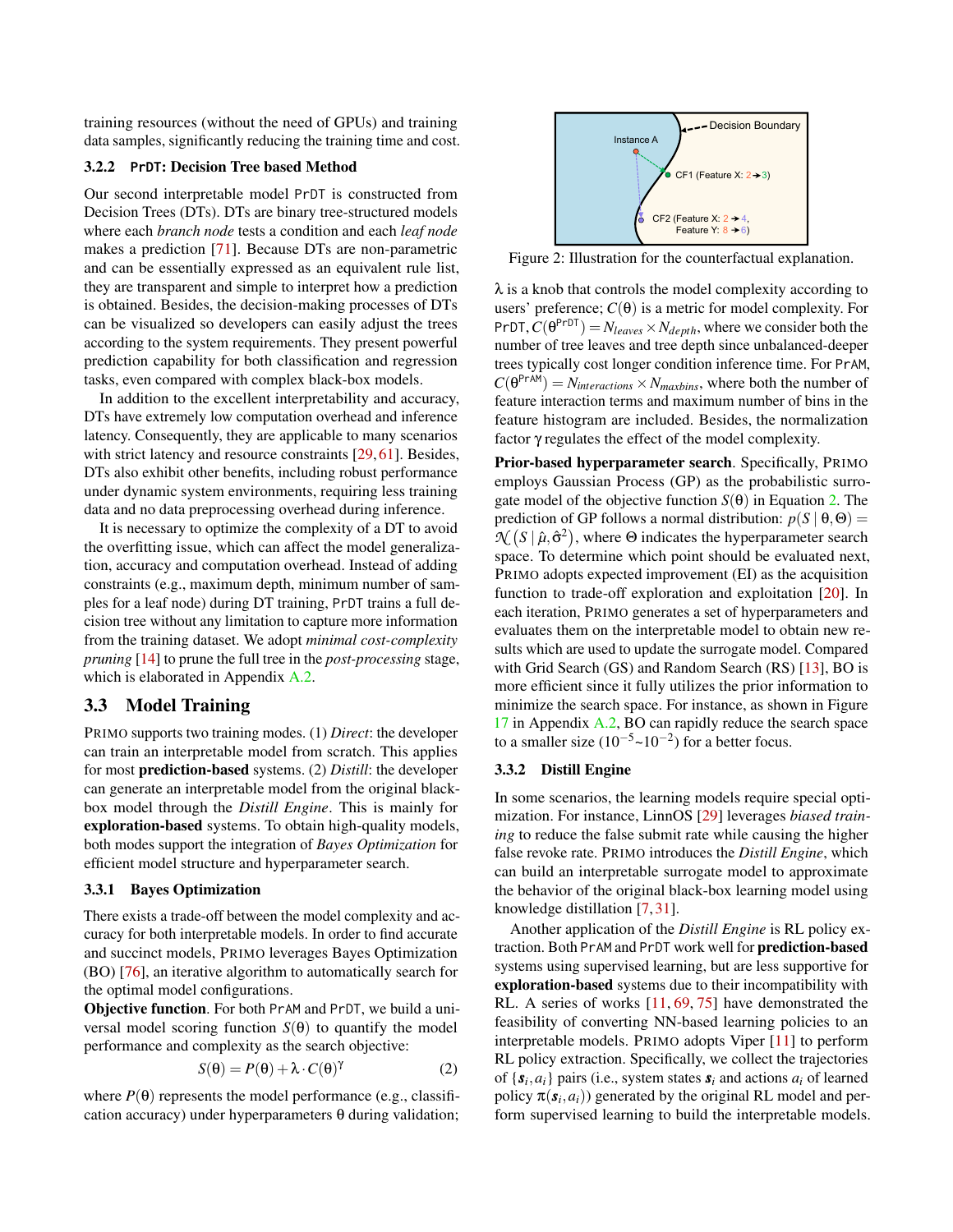training resources (without the need of GPUs) and training data samples, significantly reducing the training time and cost.

#### 3.2.2 PrDT: Decision Tree based Method

Our second interpretable model PrDT is constructed from Decision Trees (DTs). DTs are binary tree-structured models where each *branch node* tests a condition and each *leaf node* makes a prediction [71]. Because DTs are non-parametric and can be essentially expressed as an equivalent rule list, they are transparent and simple to interpret how a prediction is obtained. Besides, the decision-making processes of DTs can be visualized so developers can easily adjust the trees according to the system requirements. They present powerful prediction capability for both classification and regression tasks, even compared with complex black-box models.

In addition to the excellent interpretability and accuracy, DTs have extremely low computation overhead and inference latency. Consequently, they are applicable to many scenarios with strict latency and resource constraints [29, 61]. Besides, DTs also exhibit other benefits, including robust performance under dynamic system environments, requiring less training data and no data preprocessing overhead during inference.

It is necessary to optimize the complexity of a DT to avoid the overfitting issue, which can affect the model generalization, accuracy and computation overhead. Instead of adding constraints (e.g., maximum depth, minimum number of samples for a leaf node) during DT training, PrDT trains a full decision tree without any limitation to capture more information from the training dataset. We adopt *minimal cost-complexity pruning* [14] to prune the full tree in the *post-processing* stage, which is elaborated in Appendix A.2.

### 3.3 Model Training

Primo supports two training modes. (1) *Direct*: the developer can train an interpretable model from scratch. This applies for most **prediction-based** systems. (2) *Distill*: the developer can generate an interpretable model from the original black-box model through the *Distill Engine*. This is mainly for **exploration-based** systems. To obtain high-quality models, both modes support the integration of *Bayes Optimization* for efficient model structure and hyperparameter search.

#### 3.3.1 Bayes Optimization

There exists a trade-off between the model complexity and accuracy for both interpretable models. In order to find accurate and succinct models, Primo leverages Bayes Optimization (BO) [76], an iterative algorithm to automatically search for the optimal model configurations.

**Objective function**. For both PrAM and PrDT, we build a universal model scoring function $S(\theta)$ to quantify the model performance and complexity as the search objective:

$$S(\theta) = P(\theta) + \lambda \cdot C(\theta)^{\gamma} \tag{2}$$

where $P(\theta)$ represents the model performance (e.g., classification accuracy) under hyperparameters $\theta$ during validation; $\lambda$ is a knob that controls the model complexity according to users' preference; $C(\theta)$ is a metric for model complexity. For PrDT, $C(\theta^{\text{PrDT}}) = N_{leaves} \times N_{depth}$, where we consider both the number of tree leaves and tree depth since unbalanced-deeper trees typically cost longer condition inference time. For PrAM, $C(\theta^{\text{PrAM}}) = N_{interactions} \times N_{maxbins}$, where both the number of feature interaction terms and maximum number of bins in the feature histogram are included. Besides, the normalization factor $\gamma$ regulates the effect of the model complexity.

Decision Boundary
Instance A
CF1 (Feature X: 2→3)
CF2 (Feature X: 2→4, Feature Y: 8→6)

Figure 2: Illustration for the counterfactual explanation.

**Prior-based hyperparameter search**. Specifically, Primo employs Gaussian Process (GP) as the probabilistic surrogate model of the objective function $S(\theta)$ in Equation 2. The prediction of GP follows a normal distribution: $p(S \mid \theta, \Theta) = \mathcal{N}(S \mid \hat{\mu}, \hat{\sigma}^2)$, where $\Theta$ indicates the hyperparameter search space. To determine which point should be evaluated next, Primo adopts expected improvement (EI) as the acquisition function to trade-off exploration and exploitation [20]. In each iteration, Primo generates a set of hyperparameters and evaluates them on the interpretable model to obtain new results which are used to update the surrogate model. Compared with Grid Search (GS) and Random Search (RS) [13], BO is more efficient since it fully utilizes the prior information to minimize the search space. For instance, as shown in Figure 17 in Appendix A.2, BO can rapidly reduce the search space to a smaller size ($10^{-5}$~$10^{-2}$) for a better focus.

#### 3.3.2 Distill Engine

In some scenarios, the learning models require special optimization. For instance, LinnOS [29] leverages *biased training* to reduce the false submit rate while causing the higher false revoke rate. Primo introduces the *Distill Engine*, which can build an interpretable surrogate model to approximate the behavior of the original black-box learning model using knowledge distillation [7, 31].

Another application of the *Distill Engine* is RL policy extraction. Both PrAM and PrDT work well for **prediction-based** systems using supervised learning, but are less supportive for **exploration-based** systems due to their incompatibility with RL. A series of works [11, 69, 75] have demonstrated the feasibility of converting NN-based learning policies to an interpretable models. Primo adopts Viper [11] to perform RL policy extraction. Specifically, we collect the trajectories of $\{\boldsymbol{s}_i, a_i\}$ pairs (i.e., system states $\boldsymbol{s}_i$ and actions $a_i$ of learned policy $\pi(\boldsymbol{s}_i, a_i)$) generated by the original RL model and perform supervised learning to build the interpretable models.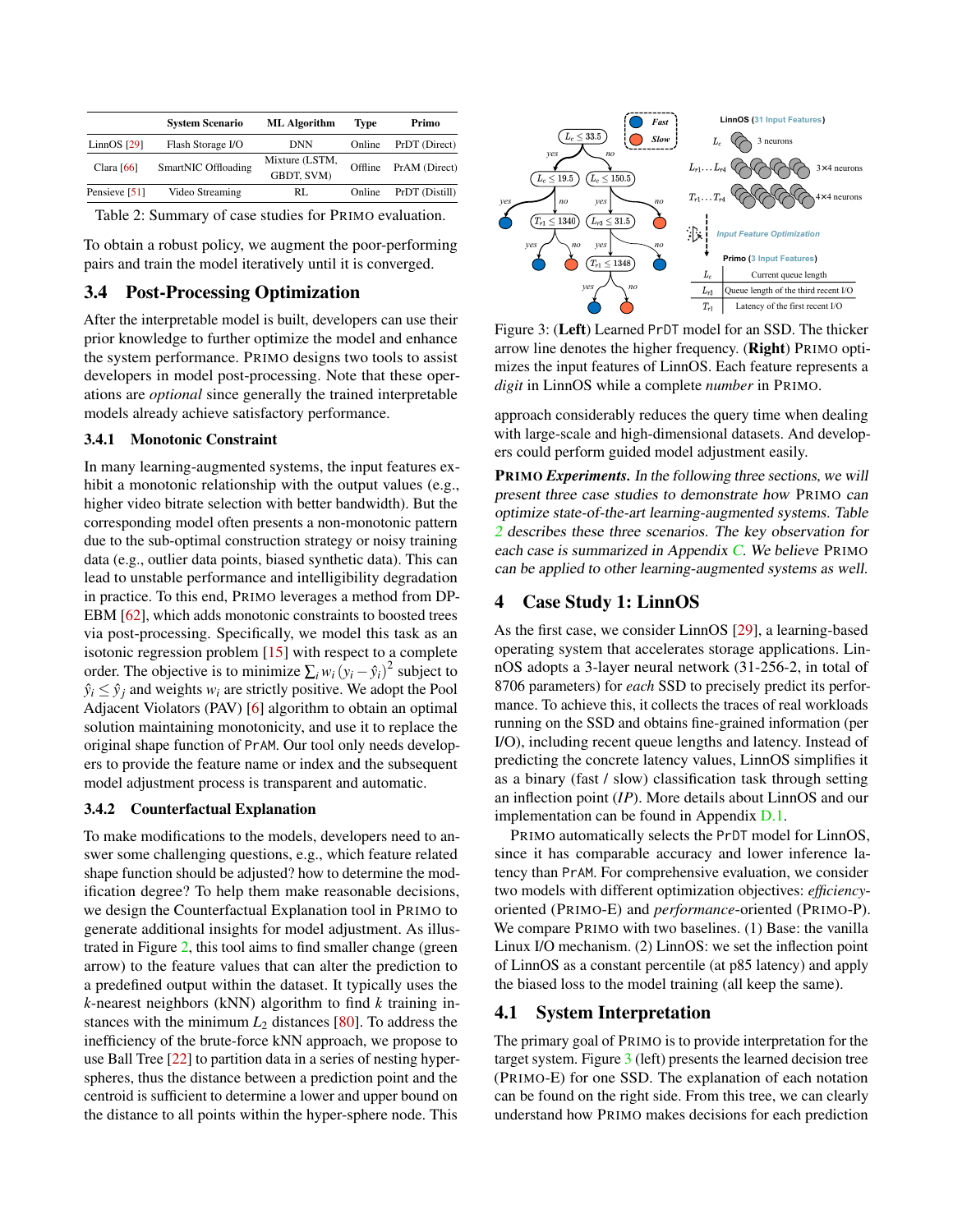|  | System Scenario | ML Algorithm | Type | Primo |
|---|---|---|---|---|
| LinnOS [29] | Flash Storage I/O | DNN | Online | PrDT (Direct) |
| Clara [66] | SmartNIC Offloading | Mixture (LSTM, GBDT, SVM) | Offline | PrAM (Direct) |
| Pensieve [51] | Video Streaming | RL | Online | PrDT (Distill) |

Table 2: Summary of case studies for PRIMO evaluation.

To obtain a robust policy, we augment the poor-performing pairs and train the model iteratively until it is converged.

## 3.4 Post-Processing Optimization

After the interpretable model is built, developers can use their prior knowledge to further optimize the model and enhance the system performance. PRIMO designs two tools to assist developers in model post-processing. Note that these operations are *optional* since generally the trained interpretable models already achieve satisfactory performance.

### 3.4.1 Monotonic Constraint

In many learning-augmented systems, the input features exhibit a monotonic relationship with the output values (e.g., higher video bitrate selection with better bandwidth). But the corresponding model often presents a non-monotonic pattern due to the sub-optimal construction strategy or noisy training data (e.g., outlier data points, biased synthetic data). This can lead to unstable performance and intelligibility degradation in practice. To this end, PRIMO leverages a method from DP-EBM [62], which adds monotonic constraints to boosted trees via post-processing. Specifically, we model this task as an isotonic regression problem [15] with respect to a complete order. The objective is to minimize $\sum_i w_i (y_i - \hat{y}_i)^2$ subject to $\hat{y}_i \leq \hat{y}_j$ and weights $w_i$ are strictly positive. We adopt the Pool Adjacent Violators (PAV) [6] algorithm to obtain an optimal solution maintaining monotonicity, and use it to replace the original shape function of PrAM. Our tool only needs developers to provide the feature name or index and the subsequent model adjustment process is transparent and automatic.

### 3.4.2 Counterfactual Explanation

To make modifications to the models, developers need to answer some challenging questions, e.g., which feature related shape function should be adjusted? how to determine the modification degree? To help them make reasonable decisions, we design the Counterfactual Explanation tool in PRIMO to generate additional insights for model adjustment. As illustrated in Figure 2, this tool aims to find smaller change (green arrow) to the feature values that can alter the prediction to a predefined output within the dataset. It typically uses the $k$-nearest neighbors (kNN) algorithm to find $k$ training instances with the minimum $L_2$ distances [80]. To address the inefficiency of the brute-force kNN approach, we propose to use Ball Tree [22] to partition data in a series of nesting hyper-spheres, thus the distance between a prediction point and the centroid is sufficient to determine a lower and upper bound on the distance to all points within the hyper-sphere node. This approach considerably reduces the query time when dealing with large-scale and high-dimensional datasets. And developers could perform guided model adjustment easily.

Fast
Slow
$L_c \leq 33.5$
yes no
$L_c \leq 19.5$
$L_c \leq 150.5$
yes no yes no
$T_{r1} \leq 1340$
$L_{r3} \leq 31.5$
yes no yes no
$T_{r1} \leq 1348$
yes no

LinnOS (31 Input Features)
$L_c$ 3 neurons
$L_{r1} \dots L_{r4}$ 3×4 neurons
$T_{r1} \dots T_{r4}$ 4×4 neurons
Input Feature Optimization
Primo (3 Input Features)

|  |  |
|---|---|
| $L_c$ | Current queue length |
| $L_{r3}$ | Queue length of the third recent I/O |
| $T_{r1}$ | Latency of the first recent I/O |

Figure 3: (**Left**) Learned PrDT model for an SSD. The thicker arrow line denotes the higher frequency. (**Right**) PRIMO optimizes the input features of LinnOS. Each feature represents a *digit* in LinnOS while a complete *number* in PRIMO.

**PRIMO** ***Experiments.*** *In the following three sections, we will present three case studies to demonstrate how PRIMO can optimize state-of-the-art learning-augmented systems. Table 2 describes these three scenarios. The key observation for each case is summarized in Appendix C. We believe PRIMO can be applied to other learning-augmented systems as well.*

# 4 Case Study 1: LinnOS

As the first case, we consider LinnOS [29], a learning-based operating system that accelerates storage applications. LinnOS adopts a 3-layer neural network (31-256-2, in total of 8706 parameters) for *each* SSD to precisely predict its performance. To achieve this, it collects the traces of real workloads running on the SSD and obtains fine-grained information (per I/O), including recent queue lengths and latency. Instead of predicting the concrete latency values, LinnOS simplifies it as a binary (fast / slow) classification task through setting an inflection point (*IP*). More details about LinnOS and our implementation can be found in Appendix D.1.

PRIMO automatically selects the PrDT model for LinnOS, since it has comparable accuracy and lower inference latency than PrAM. For comprehensive evaluation, we consider two models with different optimization objectives: *efficiency*-oriented (PRIMO-E) and *performance*-oriented (PRIMO-P). We compare PRIMO with two baselines. (1) Base: the vanilla Linux I/O mechanism. (2) LinnOS: we set the inflection point of LinnOS as a constant percentile (at p85 latency) and apply the biased loss to the model training (all keep the same).

## 4.1 System Interpretation

The primary goal of PRIMO is to provide interpretation for the target system. Figure 3 (left) presents the learned decision tree (PRIMO-E) for one SSD. The explanation of each notation can be found on the right side. From this tree, we can clearly understand how PRIMO makes decisions for each prediction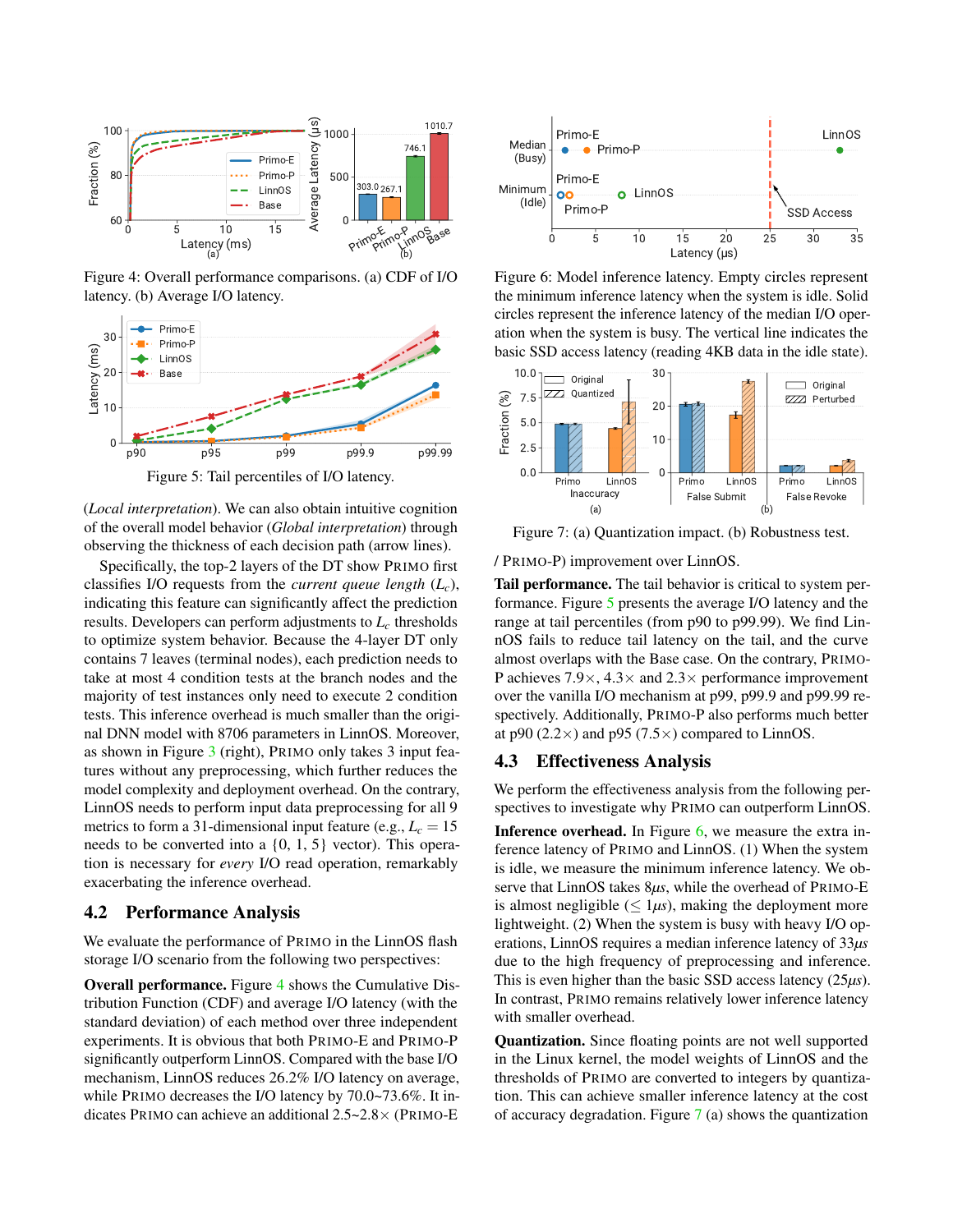Fraction (%)
100
80
60
0 5 10 15
Latency (ms)
(a)
Primo-E
Primo-P
LinnOS
Base

Average Latency (μs)
1000
500
0
303.0 267.1 746.1 1010.7
Primo-E Primo-P LinnOS Base
(b)

Figure 4: Overall performance comparisons. (a) CDF of I/O latency. (b) Average I/O latency.

Latency (ms)
30
20
10
0
p90 p95 p99 p99.9 p99.99
Primo-E
Primo-P
LinnOS
Base

Figure 5: Tail percentiles of I/O latency.

(*Local interpretation*). We can also obtain intuitive cognition of the overall model behavior (*Global interpretation*) through observing the thickness of each decision path (arrow lines).

Specifically, the top-2 layers of the DT show PRIMO first classifies I/O requests from the *current queue length* ($L_c$), indicating this feature can significantly affect the prediction results. Developers can perform adjustments to $L_c$ thresholds to optimize system behavior. Because the 4-layer DT only contains 7 leaves (terminal nodes), each prediction needs to take at most 4 condition tests at the branch nodes and the majority of test instances only need to execute 2 condition tests. This inference overhead is much smaller than the original DNN model with 8706 parameters in LinnOS. Moreover, as shown in Figure 3 (right), PRIMO only takes 3 input features without any preprocessing, which further reduces the model complexity and deployment overhead. On the contrary, LinnOS needs to perform input data preprocessing for all 9 metrics to form a 31-dimensional input feature (e.g., $L_c = 15$ needs to be converted into a {0, 1, 5} vector). This operation is necessary for *every* I/O read operation, remarkably exacerbating the inference overhead.

## 4.2 Performance Analysis

We evaluate the performance of PRIMO in the LinnOS flash storage I/O scenario from the following two perspectives:

**Overall performance.** Figure 4 shows the Cumulative Distribution Function (CDF) and average I/O latency (with the standard deviation) of each method over three independent experiments. It is obvious that both PRIMO-E and PRIMO-P significantly outperform LinnOS. Compared with the base I/O mechanism, LinnOS reduces 26.2% I/O latency on average, while PRIMO decreases the I/O latency by 70.0~73.6%. It indicates PRIMO can achieve an additional 2.5~2.8× (PRIMO-E / PRIMO-P) improvement over LinnOS.

Median (Busy)
Minimum (Idle)
Primo-E
Primo-P
LinnOS
SSD Access
0 5 10 15 20 25 30 35
Latency (μs)

Figure 6: Model inference latency. Empty circles represent the minimum inference latency when the system is idle. Solid circles represent the inference latency of the median I/O operation when the system is busy. The vertical line indicates the basic SSD access latency (reading 4KB data in the idle state).

Fraction (%)
10.0
7.5
5.0
2.5
0.0
Original
Quantized
Primo LinnOS
Inaccuracy
(a)

30
20
10
0
Original
Perturbed
Primo LinnOS
False Submit
Primo LinnOS
False Revoke
(b)

Figure 7: (a) Quantization impact. (b) Robustness test.

**Tail performance.** The tail behavior is critical to system performance. Figure 5 presents the average I/O latency and the range at tail percentiles (from p90 to p99.99). We find LinnOS fails to reduce tail latency on the tail, and the curve almost overlaps with the Base case. On the contrary, PRIMO-P achieves 7.9×, 4.3× and 2.3× performance improvement over the vanilla I/O mechanism at p99, p99.9 and p99.99 respectively. Additionally, PRIMO-P also performs much better at p90 (2.2×) and p95 (7.5×) compared to LinnOS.

## 4.3 Effectiveness Analysis

We perform the effectiveness analysis from the following perspectives to investigate why PRIMO can outperform LinnOS.

**Inference overhead.** In Figure 6, we measure the extra inference latency of PRIMO and LinnOS. (1) When the system is idle, we measure the minimum inference latency. We observe that LinnOS takes 8$\mu s$, while the overhead of PRIMO-E is almost negligible ($\leq 1\mu s$), making the deployment more lightweight. (2) When the system is busy with heavy I/O operations, LinnOS requires a median inference latency of 33$\mu s$ due to the high frequency of preprocessing and inference. This is even higher than the basic SSD access latency (25$\mu s$). In contrast, PRIMO remains relatively lower inference latency with smaller overhead.

**Quantization.** Since floating points are not well supported in the Linux kernel, the model weights of LinnOS and the thresholds of PRIMO are converted to integers by quantization. This can achieve smaller inference latency at the cost of accuracy degradation. Figure 7 (a) shows the quantization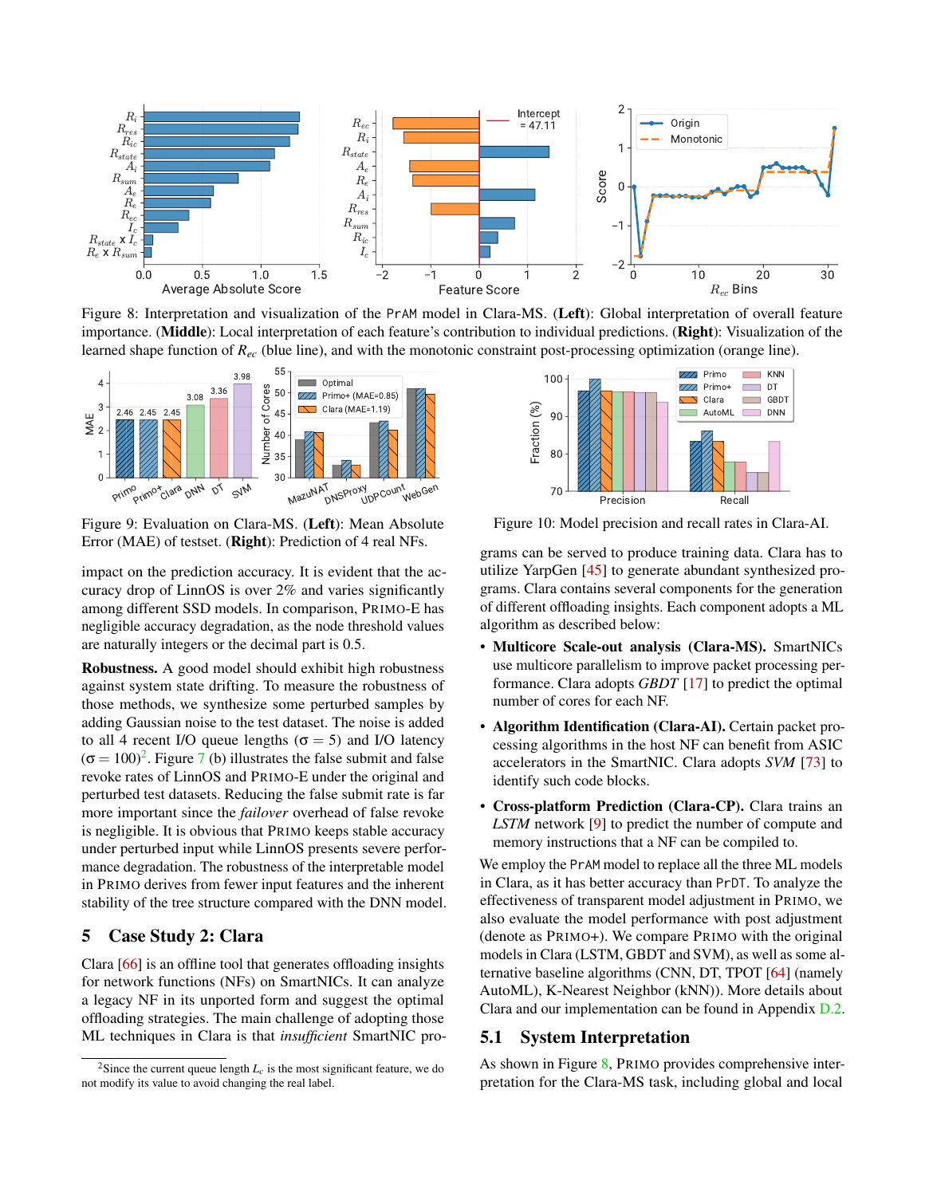$R_i$
$R_{res}$
$R_{ic}$
$R_{state}$
$A_i$
$R_{sum}$
$A_e$
$R_e$
$R_{ec}$
$I_c$
$R_{state}$ x $I_c$
$R_e$ x $R_{sum}$
0.0 0.5 1.0 1.5
Average Absolute Score

$R_{ec}$
$R_i$
$R_{state}$
$A_e$
$R_e$
$A_i$
$R_{res}$
$R_{sum}$
$R_{ic}$
$I_c$
Intercept = 47.11
−2 −1 0 1 2
Feature Score

Score
2 1 0 −1 −2
Origin
Monotonic
0 10 20 30
$R_{ec}$ Bins

Figure 8: Interpretation and visualization of the PrAM model in Clara-MS. (**Left**): Global interpretation of overall feature importance. (**Middle**): Local interpretation of each feature's contribution to individual predictions. (**Right**): Visualization of the learned shape function of $R_{ec}$ (blue line), and with the monotonic constraint post-processing optimization (orange line).

MAE
4 3 2 1 0
2.46 2.45 2.45 3.08 3.36 3.98
Primo Primo+ Clara DNN DT SVM

Number of Cores
55 50 45 40 35 30
Optimal
Primo+ (MAE=0.85)
Clara (MAE=1.19)
MazuNAT DNSProxy UDPCount WebGen

Figure 9: Evaluation on Clara-MS. (**Left**): Mean Absolute Error (MAE) of testset. (**Right**): Prediction of 4 real NFs.

Fraction (%)
100 90 80 70
Primo Primo+ Clara AutoML KNN DT GBDT DNN
Precision Recall

Figure 10: Model precision and recall rates in Clara-AI.

impact on the prediction accuracy. It is evident that the accuracy drop of LinnOS is over 2% and varies significantly among different SSD models. In comparison, PRIMO-E has negligible accuracy degradation, as the node threshold values are naturally integers or the decimal part is 0.5.

**Robustness.** A good model should exhibit high robustness against system state drifting. To measure the robustness of those methods, we synthesize some perturbed samples by adding Gaussian noise to the test dataset. The noise is added to all 4 recent I/O queue lengths ($\sigma = 5$) and I/O latency ($\sigma = 100$)[2]. Figure 7 (b) illustrates the false submit and false revoke rates of LinnOS and PRIMO-E under the original and perturbed test datasets. Reducing the false submit rate is far more important since the *failover* overhead of false revoke is negligible. It is obvious that PRIMO keeps stable accuracy under perturbed input while LinnOS presents severe performance degradation. The robustness of the interpretable model in PRIMO derives from fewer input features and the inherent stability of the tree structure compared with the DNN model.

## 5 Case Study 2: Clara

Clara [66] is an offline tool that generates offloading insights for network functions (NFs) on SmartNICs. It can analyze a legacy NF in its unported form and suggest the optimal offloading strategies. The main challenge of adopting those ML techniques in Clara is that *insufficient* SmartNIC programs can be served to produce training data. Clara has to utilize YarpGen [45] to generate abundant synthesized programs. Clara contains several components for the generation of different offloading insights. Each component adopts a ML algorithm as described below:

- **Multicore Scale-out analysis (Clara-MS).** SmartNICs use multicore parallelism to improve packet processing performance. Clara adopts *GBDT* [17] to predict the optimal number of cores for each NF.
- **Algorithm Identification (Clara-AI).** Certain packet processing algorithms in the host NF can benefit from ASIC accelerators in the SmartNIC. Clara adopts *SVM* [73] to identify such code blocks.
- **Cross-platform Prediction (Clara-CP).** Clara trains an *LSTM* network [9] to predict the number of compute and memory instructions that a NF can be compiled to.

We employ the PrAM model to replace all the three ML models in Clara, as it has better accuracy than PrDT. To analyze the effectiveness of transparent model adjustment in PRIMO, we also evaluate the model performance with post adjustment (denote as PRIMO+). We compare PRIMO with the original models in Clara (LSTM, GBDT and SVM), as well as some alternative baseline algorithms (CNN, DT, TPOT [64] (namely AutoML), K-Nearest Neighbor (kNN)). More details about Clara and our implementation can be found in Appendix D.2.

### 5.1 System Interpretation

As shown in Figure 8, PRIMO provides comprehensive interpretation for the Clara-MS task, including global and local

[2] Since the current queue length $L_c$ is the most significant feature, we do not modify its value to avoid changing the real label.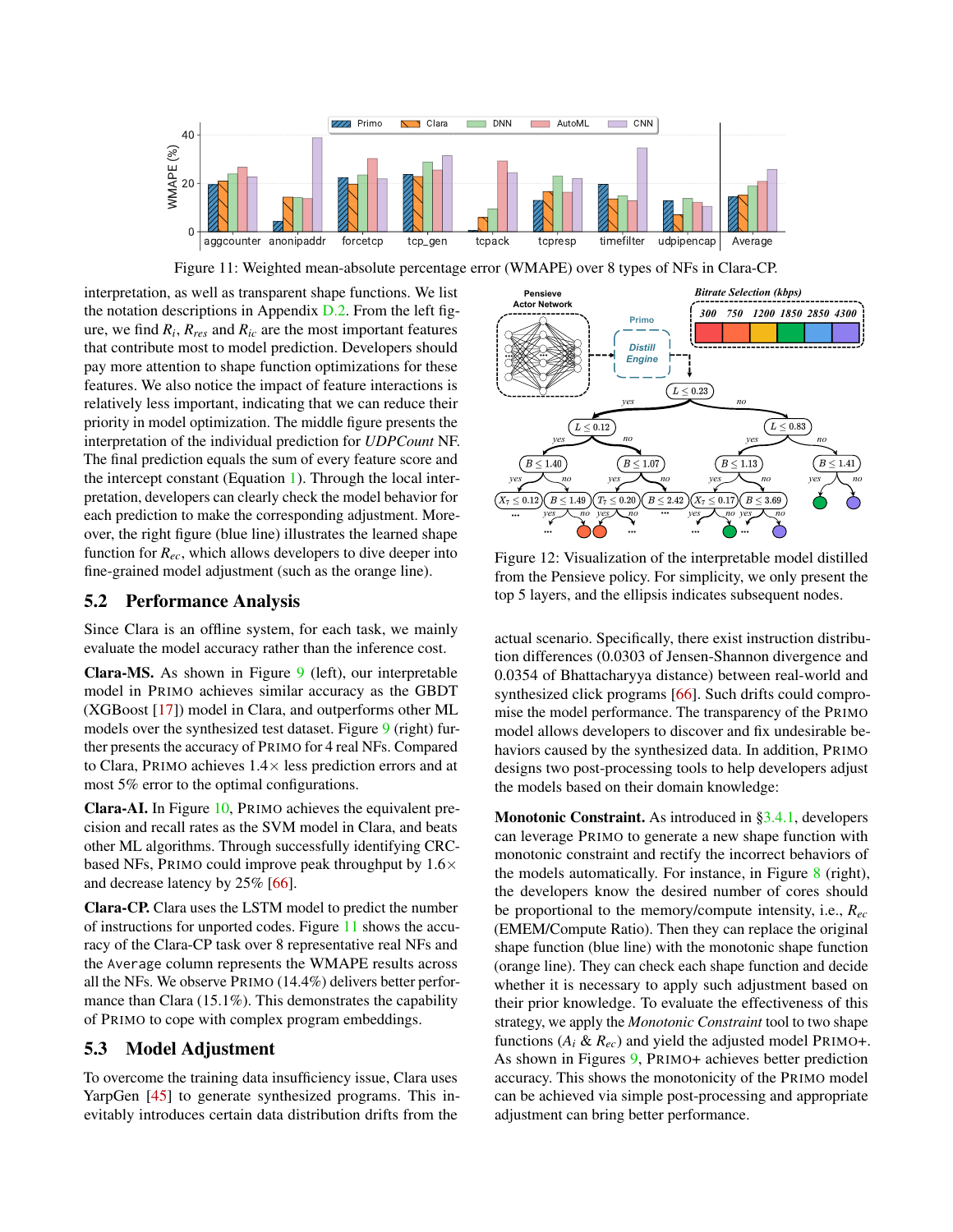Primo
Clara
DNN
AutoML
CNN

WMAPE (%)
40
20
0

aggcounter anonipaddr forcetcp tcp_gen tcpack tcpresp timefilter udpipencap Average

Figure 11: Weighted mean-absolute percentage error (WMAPE) over 8 types of NFs in Clara-CP.

interpretation, as well as transparent shape functions. We list the notation descriptions in Appendix D.2. From the left figure, we find $R_i$, $R_{res}$ and $R_{ic}$ are the most important features that contribute most to model prediction. Developers should pay more attention to shape function optimizations for these features. We also notice the impact of feature interactions is relatively less important, indicating that we can reduce their priority in model optimization. The middle figure presents the interpretation of the individual prediction for *UDPCount* NF. The final prediction equals the sum of every feature score and the intercept constant (Equation 1). Through the local interpretation, developers can clearly check the model behavior for each prediction to make the corresponding adjustment. Moreover, the right figure (blue line) illustrates the learned shape function for $R_{ec}$, which allows developers to dive deeper into fine-grained model adjustment (such as the orange line).

## 5.2 Performance Analysis

Since Clara is an offline system, for each task, we mainly evaluate the model accuracy rather than the inference cost.

**Clara-MS.** As shown in Figure 9 (left), our interpretable model in PRIMO achieves similar accuracy as the GBDT (XGBoost [17]) model in Clara, and outperforms other ML models over the synthesized test dataset. Figure 9 (right) further presents the accuracy of PRIMO for 4 real NFs. Compared to Clara, PRIMO achieves 1.4× less prediction errors and at most 5% error to the optimal configurations.

**Clara-AI.** In Figure 10, PRIMO achieves the equivalent precision and recall rates as the SVM model in Clara, and beats other ML algorithms. Through successfully identifying CRC-based NFs, PRIMO could improve peak throughput by 1.6× and decrease latency by 25% [66].

**Clara-CP.** Clara uses the LSTM model to predict the number of instructions for unported codes. Figure 11 shows the accuracy of the Clara-CP task over 8 representative real NFs and the `Average` column represents the WMAPE results across all the NFs. We observe PRIMO (14.4%) delivers better performance than Clara (15.1%). This demonstrates the capability of PRIMO to cope with complex program embeddings.

## 5.3 Model Adjustment

To overcome the training data insufficiency issue, Clara uses YarpGen [45] to generate synthesized programs. This inevitably introduces certain data distribution drifts from the actual scenario. Specifically, there exist instruction distribution differences (0.0303 of Jensen-Shannon divergence and 0.0354 of Bhattacharyya distance) between real-world and synthesized click programs [66]. Such drifts could compromise the model performance. The transparency of the PRIMO model allows developers to discover and fix undesirable behaviors caused by the synthesized data. In addition, PRIMO designs two post-processing tools to help developers adjust the models based on their domain knowledge:

Pensieve Actor Network
Primo
Distill Engine
Bitrate Selection (kbps)
300 750 1200 1850 2850 4300
$L \leq 0.23$
yes no
$L \leq 0.12$ $L \leq 0.83$
$B \leq 1.40$ $B \leq 1.07$ $B \leq 1.13$ $B \leq 1.41$
$X_7 \leq 0.12$ $B \leq 1.49$ $T_7 \leq 0.20$ $B \leq 2.42$ $X_7 \leq 0.17$ $B \leq 3.69$

Figure 12: Visualization of the interpretable model distilled from the Pensieve policy. For simplicity, we only present the top 5 layers, and the ellipsis indicates subsequent nodes.

**Monotonic Constraint.** As introduced in §3.4.1, developers can leverage PRIMO to generate a new shape function with monotonic constraint and rectify the incorrect behaviors of the models automatically. For instance, in Figure 8 (right), the developers know the desired number of cores should be proportional to the memory/compute intensity, i.e., $R_{ec}$ (EMEM/Compute Ratio). Then they can replace the original shape function (blue line) with the monotonic shape function (orange line). They can check each shape function and decide whether it is necessary to apply such adjustment based on their prior knowledge. To evaluate the effectiveness of this strategy, we apply the *Monotonic Constraint* tool to two shape functions ($A_i$ & $R_{ec}$) and yield the adjusted model PRIMO+. As shown in Figures 9, PRIMO+ achieves better prediction accuracy. This shows the monotonicity of the PRIMO model can be achieved via simple post-processing and appropriate adjustment can bring better performance.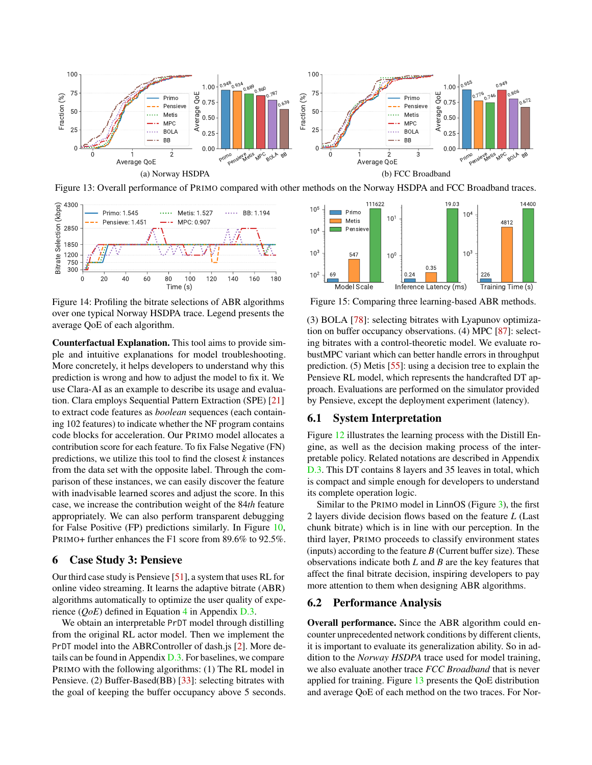100
75
50
25
0
Fraction (%)
0 1 2
Average QoE
Primo
Pensieve
Metis
MPC
BOLA
BB
1.00
0.75
0.50
0.25
0.00
Average QoE
0.948 0.934 0.889 0.860 0.787 0.639
Primo Pensieve Metis MPC BOLA BB

(a) Norway HSDPA

100
75
50
25
0
Fraction (%)
0 1 2 3
Average QoE
Primo
Pensieve
Metis
MPC
BOLA
BB
1.00
0.75
0.50
0.25
0.00
Average QoE
0.955 0.776 0.746 0.949 0.806 0.672
Primo Pensieve Metis MPC BOLA BB

(b) FCC Broadband

Figure 13: Overall performance of PRIMO compared with other methods on the Norway HSDPA and FCC Broadband traces.

Bitrate Selection (kbps)
4300 2850 1850 1200 750 300
Primo: 1.545 Metis: 1.527 BB: 1.194
Pensieve: 1.451 MPC: 0.907
0 20 40 60 80 100 120 140 160 180
Time (s)

Figure 14: Profiling the bitrate selections of ABR algorithms over one typical Norway HSDPA trace. Legend presents the average QoE of each algorithm.

Primo
Metis
Pensieve
$10^5$ $10^4$ $10^3$ $10^2$
69 547 111622
Model Scale
$10^1$ $10^0$
0.24 0.35 19.03
Inference Latency (ms)
$10^4$ $10^3$
226 4812 14400
Training Time (s)

Figure 15: Comparing three learning-based ABR methods.

**Counterfactual Explanation.** This tool aims to provide simple and intuitive explanations for model troubleshooting. More concretely, it helps developers to understand why this prediction is wrong and how to adjust the model to fix it. We use Clara-AI as an example to describe its usage and evaluation. Clara employs Sequential Pattern Extraction (SPE) [21] to extract code features as *boolean* sequences (each containing 102 features) to indicate whether the NF program contains code blocks for acceleration. Our PRIMO model allocates a contribution score for each feature. To fix False Negative (FN) predictions, we utilize this tool to find the closest $k$ instances from the data set with the opposite label. Through the comparison of these instances, we can easily discover the feature with inadvisable learned scores and adjust the score. In this case, we increase the contribution weight of the 84*th* feature appropriately. We can also perform transparent debugging for False Positive (FP) predictions similarly. In Figure 10, PRIMO+ further enhances the F1 score from 89.6% to 92.5%.

# 6 Case Study 3: Pensieve

Our third case study is Pensieve [51], a system that uses RL for online video streaming. It learns the adaptive bitrate (ABR) algorithms automatically to optimize the user quality of experience (*QoE*) defined in Equation 4 in Appendix D.3.

We obtain an interpretable PrDT model through distilling from the original RL actor model. Then we implement the PrDT model into the ABRController of dash.js [2]. More details can be found in Appendix D.3. For baselines, we compare PRIMO with the following algorithms: (1) The RL model in Pensieve. (2) Buffer-Based(BB) [33]: selecting bitrates with the goal of keeping the buffer occupancy above 5 seconds. (3) BOLA [78]: selecting bitrates with Lyapunov optimization on buffer occupancy observations. (4) MPC [87]: selecting bitrates with a control-theoretic model. We evaluate robustMPC variant which can better handle errors in throughput prediction. (5) Metis [55]: using a decision tree to explain the Pensieve RL model, which represents the handcrafted DT approach. Evaluations are performed on the simulator provided by Pensieve, except the deployment experiment (latency).

## 6.1 System Interpretation

Figure 12 illustrates the learning process with the Distill Engine, as well as the decision making process of the interpretable policy. Related notations are described in Appendix D.3. This DT contains 8 layers and 35 leaves in total, which is compact and simple enough for developers to understand its complete operation logic.

Similar to the PRIMO model in LinnOS (Figure 3), the first 2 layers divide decision flows based on the feature $L$ (Last chunk bitrate) which is in line with our perception. In the third layer, PRIMO proceeds to classify environment states (inputs) according to the feature $B$ (Current buffer size). These observations indicate both $L$ and $B$ are the key features that affect the final bitrate decision, inspiring developers to pay more attention to them when designing ABR algorithms.

## 6.2 Performance Analysis

**Overall performance.** Since the ABR algorithm could encounter unprecedented network conditions by different clients, it is important to evaluate its generalization ability. So in addition to the *Norway HSDPA* trace used for model training, we also evaluate another trace *FCC Broadband* that is never applied for training. Figure 13 presents the QoE distribution and average QoE of each method on the two traces. For Nor-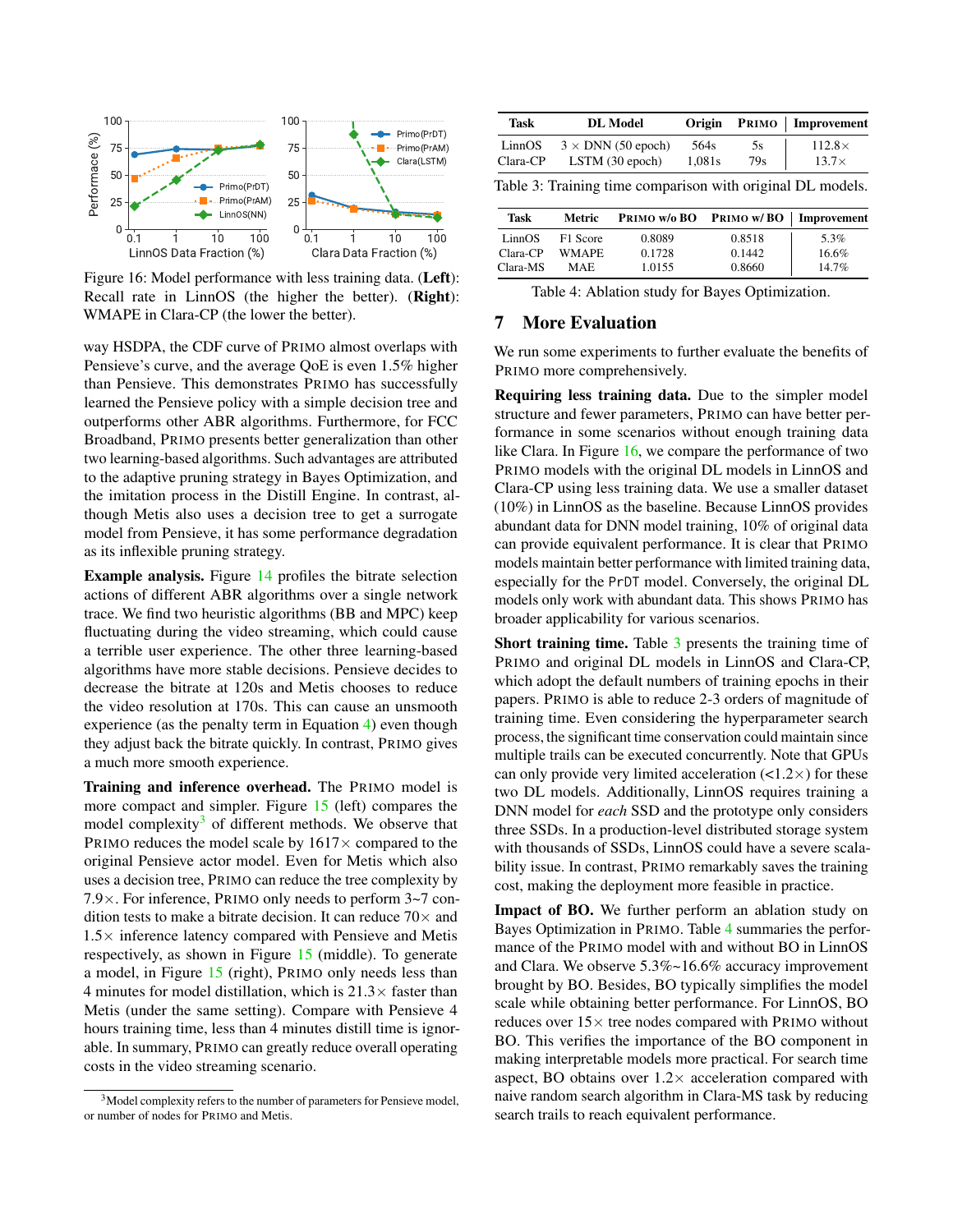100
75
50
25
0
Performance (%)
0.1
1
10
100
LinnOS Data Fraction (%)
Primo(PrDT)
Primo(PrAM)
LinnOS(NN)

100
75
50
25
0
0.1
1
10
100
Clara Data Fraction (%)
Primo(PrDT)
Primo(PrAM)
Clara(LSTM)

Figure 16: Model performance with less training data. (**Left**): Recall rate in LinnOS (the higher the better). (**Right**): WMAPE in Clara-CP (the lower the better).

way HSDPA, the CDF curve of PRIMO almost overlaps with Pensieve's curve, and the average QoE is even 1.5% higher than Pensieve. This demonstrates PRIMO has successfully learned the Pensieve policy with a simple decision tree and outperforms other ABR algorithms. Furthermore, for FCC Broadband, PRIMO presents better generalization than other two learning-based algorithms. Such advantages are attributed to the adaptive pruning strategy in Bayes Optimization, and the imitation process in the Distill Engine. In contrast, although Metis also uses a decision tree to get a surrogate model from Pensieve, it has some performance degradation as its inflexible pruning strategy.

**Example analysis.** Figure 14 profiles the bitrate selection actions of different ABR algorithms over a single network trace. We find two heuristic algorithms (BB and MPC) keep fluctuating during the video streaming, which could cause a terrible user experience. The other three learning-based algorithms have more stable decisions. Pensieve decides to decrease the bitrate at 120s and Metis chooses to reduce the video resolution at 170s. This can cause an unsmooth experience (as the penalty term in Equation 4) even though they adjust back the bitrate quickly. In contrast, PRIMO gives a much more smooth experience.

**Training and inference overhead.** The PRIMO model is more compact and simpler. Figure 15 (left) compares the model complexity[3] of different methods. We observe that PRIMO reduces the model scale by 1617× compared to the original Pensieve actor model. Even for Metis which also uses a decision tree, PRIMO can reduce the tree complexity by 7.9×. For inference, PRIMO only needs to perform 3~7 condition tests to make a bitrate decision. It can reduce 70× and 1.5× inference latency compared with Pensieve and Metis respectively, as shown in Figure 15 (middle). To generate a model, in Figure 15 (right), PRIMO only needs less than 4 minutes for model distillation, which is 21.3× faster than Metis (under the same setting). Compare with Pensieve 4 hours training time, less than 4 minutes distill time is ignorable. In summary, PRIMO can greatly reduce overall operating costs in the video streaming scenario.

[3]Model complexity refers to the number of parameters for Pensieve model, or number of nodes for PRIMO and Metis.

| Task | DL Model | Origin | PRIMO | Improvement |
|---|---|---|---|---|
| LinnOS | 3 × DNN (50 epoch) | 564s | 5s | 112.8× |
| Clara-CP | LSTM (30 epoch) | 1,081s | 79s | 13.7× |

Table 3: Training time comparison with original DL models.

| Task | Metric | PRIMO w/o BO | PRIMO w/ BO | Improvement |
|---|---|---|---|---|
| LinnOS | F1 Score | 0.8089 | 0.8518 | 5.3% |
| Clara-CP | WMAPE | 0.1728 | 0.1442 | 16.6% |
| Clara-MS | MAE | 1.0155 | 0.8660 | 14.7% |

Table 4: Ablation study for Bayes Optimization.

## 7 More Evaluation

We run some experiments to further evaluate the benefits of PRIMO more comprehensively.

**Requiring less training data.** Due to the simpler model structure and fewer parameters, PRIMO can have better performance in some scenarios without enough training data like Clara. In Figure 16, we compare the performance of two PRIMO models with the original DL models in LinnOS and Clara-CP using less training data. We use a smaller dataset (10%) in LinnOS as the baseline. Because LinnOS provides abundant data for DNN model training, 10% of original data can provide equivalent performance. It is clear that PRIMO models maintain better performance with limited training data, especially for the PrDT model. Conversely, the original DL models only work with abundant data. This shows PRIMO has broader applicability for various scenarios.

**Short training time.** Table 3 presents the training time of PRIMO and original DL models in LinnOS and Clara-CP, which adopt the default numbers of training epochs in their papers. PRIMO is able to reduce 2-3 orders of magnitude of training time. Even considering the hyperparameter search process, the significant time conservation could maintain since multiple trails can be executed concurrently. Note that GPUs can only provide very limited acceleration (<1.2×) for these two DL models. Additionally, LinnOS requires training a DNN model for *each* SSD and the prototype only considers three SSDs. In a production-level distributed storage system with thousands of SSDs, LinnOS could have a severe scalability issue. In contrast, PRIMO remarkably saves the training cost, making the deployment more feasible in practice.

**Impact of BO.** We further perform an ablation study on Bayes Optimization in PRIMO. Table 4 summaries the performance of the PRIMO model with and without BO in LinnOS and Clara. We observe 5.3%~16.6% accuracy improvement brought by BO. Besides, BO typically simplifies the model scale while obtaining better performance. For LinnOS, BO reduces over 15× tree nodes compared with PRIMO without BO. This verifies the importance of the BO component in making interpretable models more practical. For search time aspect, BO obtains over 1.2× acceleration compared with naive random search algorithm in Clara-MS task by reducing search trails to reach equivalent performance.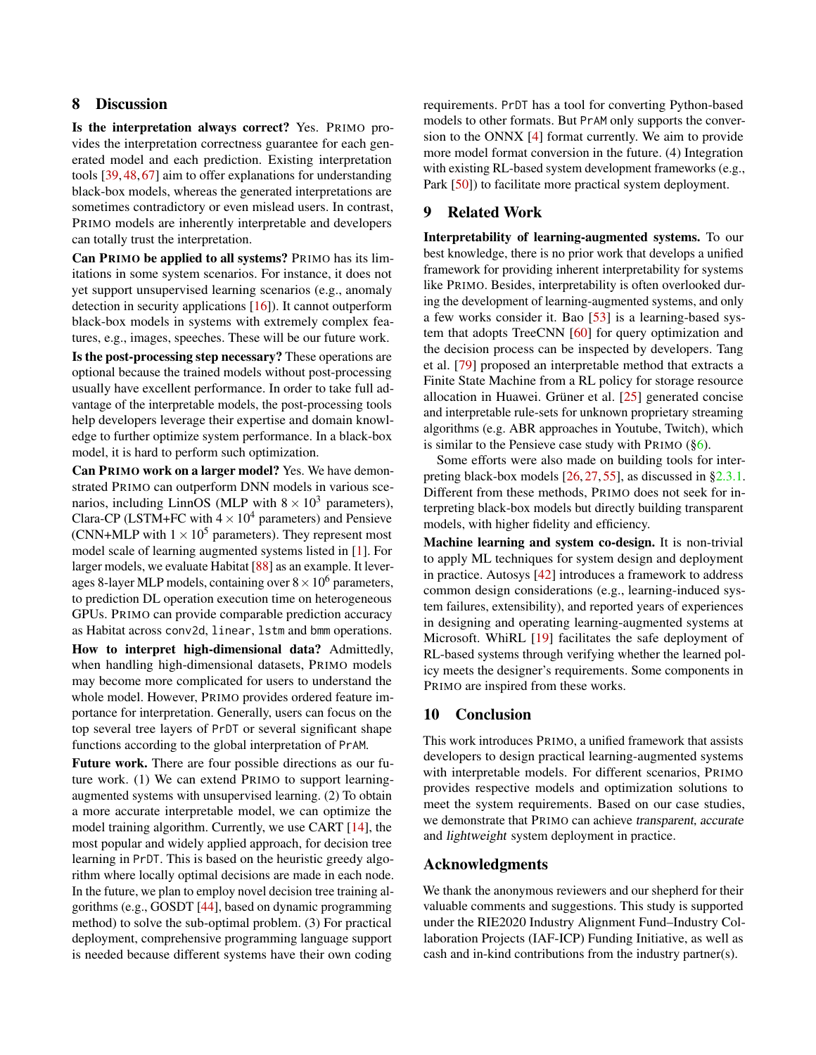## 8 Discussion

**Is the interpretation always correct?** Yes. PRIMO provides the interpretation correctness guarantee for each generated model and each prediction. Existing interpretation tools [39, 48, 67] aim to offer explanations for understanding black-box models, whereas the generated interpretations are sometimes contradictory or even mislead users. In contrast, PRIMO models are inherently interpretable and developers can totally trust the interpretation.

**Can PRIMO be applied to all systems?** PRIMO has its limitations in some system scenarios. For instance, it does not yet support unsupervised learning scenarios (e.g., anomaly detection in security applications [16]). It cannot outperform black-box models in systems with extremely complex features, e.g., images, speeches. These will be our future work.

**Is the post-processing step necessary?** These operations are optional because the trained models without post-processing usually have excellent performance. In order to take full advantage of the interpretable models, the post-processing tools help developers leverage their expertise and domain knowledge to further optimize system performance. In a black-box model, it is hard to perform such optimization.

**Can PRIMO work on a larger model?** Yes. We have demonstrated PRIMO can outperform DNN models in various scenarios, including LinnOS (MLP with $8 \times 10^3$ parameters), Clara-CP (LSTM+FC with $4 \times 10^4$ parameters) and Pensieve (CNN+MLP with $1 \times 10^5$ parameters). They represent most model scale of learning augmented systems listed in [1]. For larger models, we evaluate Habitat [88] as an example. It leverages 8-layer MLP models, containing over $8 \times 10^6$ parameters, to prediction DL operation execution time on heterogeneous GPUs. PRIMO can provide comparable prediction accuracy as Habitat across `conv2d`, `linear`, `lstm` and `bmm` operations.

**How to interpret high-dimensional data?** Admittedly, when handling high-dimensional datasets, PRIMO models may become more complicated for users to understand the whole model. However, PRIMO provides ordered feature importance for interpretation. Generally, users can focus on the top several tree layers of `PrDT` or several significant shape functions according to the global interpretation of `PrAM`.

**Future work.** There are four possible directions as our future work. (1) We can extend PRIMO to support learning-augmented systems with unsupervised learning. (2) To obtain a more accurate interpretable model, we can optimize the model training algorithm. Currently, we use CART [14], the most popular and widely applied approach, for decision tree learning in `PrDT`. This is based on the heuristic greedy algorithm where locally optimal decisions are made in each node. In the future, we plan to employ novel decision tree training algorithms (e.g., GOSDT [44], based on dynamic programming method) to solve the sub-optimal problem. (3) For practical deployment, comprehensive programming language support is needed because different systems have their own coding requirements. `PrDT` has a tool for converting Python-based models to other formats. But `PrAM` only supports the conversion to the ONNX [4] format currently. We aim to provide more model format conversion in the future. (4) Integration with existing RL-based system development frameworks (e.g., Park [50]) to facilitate more practical system deployment.

## 9 Related Work

**Interpretability of learning-augmented systems.** To our best knowledge, there is no prior work that develops a unified framework for providing inherent interpretability for systems like PRIMO. Besides, interpretability is often overlooked during the development of learning-augmented systems, and only a few works consider it. Bao [53] is a learning-based system that adopts TreeCNN [60] for query optimization and the decision process can be inspected by developers. Tang et al. [79] proposed an interpretable method that extracts a Finite State Machine from a RL policy for storage resource allocation in Huawei. Grüner et al. [25] generated concise and interpretable rule-sets for unknown proprietary streaming algorithms (e.g. ABR approaches in Youtube, Twitch), which is similar to the Pensieve case study with PRIMO (§6).

Some efforts were also made on building tools for interpreting black-box models [26, 27, 55], as discussed in §2.3.1. Different from these methods, PRIMO does not seek for interpreting black-box models but directly building transparent models, with higher fidelity and efficiency.

**Machine learning and system co-design.** It is non-trivial to apply ML techniques for system design and deployment in practice. Autosys [42] introduces a framework to address common design considerations (e.g., learning-induced system failures, extensibility), and reported years of experiences in designing and operating learning-augmented systems at Microsoft. WhiRL [19] facilitates the safe deployment of RL-based systems through verifying whether the learned policy meets the designer's requirements. Some components in PRIMO are inspired from these works.

## 10 Conclusion

This work introduces PRIMO, a unified framework that assists developers to design practical learning-augmented systems with interpretable models. For different scenarios, PRIMO provides respective models and optimization solutions to meet the system requirements. Based on our case studies, we demonstrate that PRIMO can achieve *transparent*, *accurate* and *lightweight* system deployment in practice.

## Acknowledgments

We thank the anonymous reviewers and our shepherd for their valuable comments and suggestions. This study is supported under the RIE2020 Industry Alignment Fund–Industry Collaboration Projects (IAF-ICP) Funding Initiative, as well as cash and in-kind contributions from the industry partner(s).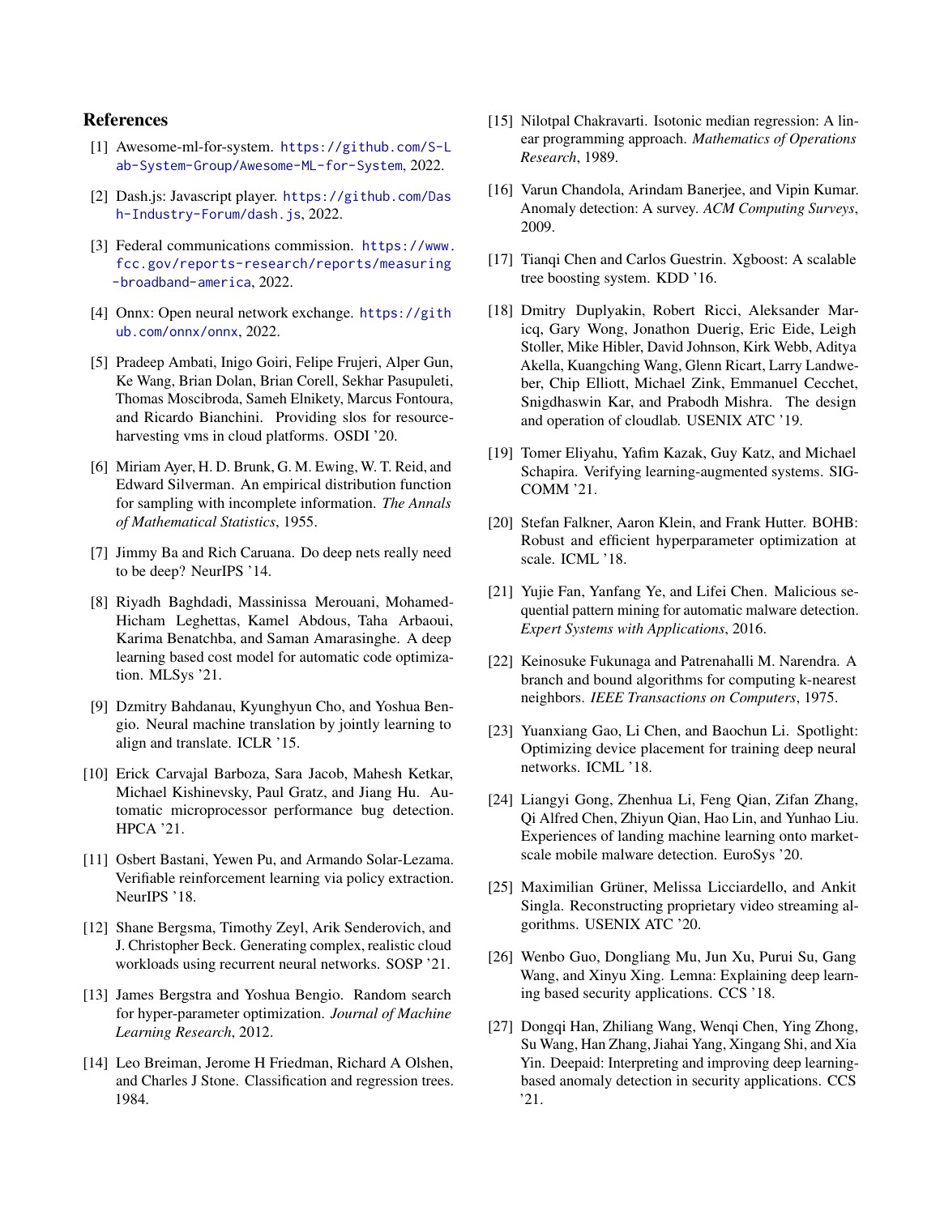## References

[1] Awesome-ml-for-system. https://github.com/S-Lab-System-Group/Awesome-ML-for-System, 2022.

[2] Dash.js: Javascript player. https://github.com/Dash-Industry-Forum/dash.js, 2022.

[3] Federal communications commission. https://www.fcc.gov/reports-research/reports/measuring-broadband-america, 2022.

[4] Onnx: Open neural network exchange. https://github.com/onnx/onnx, 2022.

[5] Pradeep Ambati, Inigo Goiri, Felipe Frujeri, Alper Gun, Ke Wang, Brian Dolan, Brian Corell, Sekhar Pasupuleti, Thomas Moscibroda, Sameh Elnikety, Marcus Fontoura, and Ricardo Bianchini. Providing slos for resource-harvesting vms in cloud platforms. OSDI '20.

[6] Miriam Ayer, H. D. Brunk, G. M. Ewing, W. T. Reid, and Edward Silverman. An empirical distribution function for sampling with incomplete information. *The Annals of Mathematical Statistics*, 1955.

[7] Jimmy Ba and Rich Caruana. Do deep nets really need to be deep? NeurIPS '14.

[8] Riyadh Baghdadi, Massinissa Merouani, Mohamed-Hicham Leghettas, Kamel Abdous, Taha Arbaoui, Karima Benatchba, and Saman Amarasinghe. A deep learning based cost model for automatic code optimization. MLSys '21.

[9] Dzmitry Bahdanau, Kyunghyun Cho, and Yoshua Bengio. Neural machine translation by jointly learning to align and translate. ICLR '15.

[10] Erick Carvajal Barboza, Sara Jacob, Mahesh Ketkar, Michael Kishinevsky, Paul Gratz, and Jiang Hu. Automatic microprocessor performance bug detection. HPCA '21.

[11] Osbert Bastani, Yewen Pu, and Armando Solar-Lezama. Verifiable reinforcement learning via policy extraction. NeurIPS '18.

[12] Shane Bergsma, Timothy Zeyl, Arik Senderovich, and J. Christopher Beck. Generating complex, realistic cloud workloads using recurrent neural networks. SOSP '21.

[13] James Bergstra and Yoshua Bengio. Random search for hyper-parameter optimization. *Journal of Machine Learning Research*, 2012.

[14] Leo Breiman, Jerome H Friedman, Richard A Olshen, and Charles J Stone. Classification and regression trees. 1984.

[15] Nilotpal Chakravarti. Isotonic median regression: A linear programming approach. *Mathematics of Operations Research*, 1989.

[16] Varun Chandola, Arindam Banerjee, and Vipin Kumar. Anomaly detection: A survey. *ACM Computing Surveys*, 2009.

[17] Tianqi Chen and Carlos Guestrin. Xgboost: A scalable tree boosting system. KDD '16.

[18] Dmitry Duplyakin, Robert Ricci, Aleksander Maricq, Gary Wong, Jonathon Duerig, Eric Eide, Leigh Stoller, Mike Hibler, David Johnson, Kirk Webb, Aditya Akella, Kuangching Wang, Glenn Ricart, Larry Landweber, Chip Elliott, Michael Zink, Emmanuel Cecchet, Snigdhaswin Kar, and Prabodh Mishra. The design and operation of cloudlab. USENIX ATC '19.

[19] Tomer Eliyahu, Yafim Kazak, Guy Katz, and Michael Schapira. Verifying learning-augmented systems. SIGCOMM '21.

[20] Stefan Falkner, Aaron Klein, and Frank Hutter. BOHB: Robust and efficient hyperparameter optimization at scale. ICML '18.

[21] Yujie Fan, Yanfang Ye, and Lifei Chen. Malicious sequential pattern mining for automatic malware detection. *Expert Systems with Applications*, 2016.

[22] Keinosuke Fukunaga and Patrenahalli M. Narendra. A branch and bound algorithms for computing k-nearest neighbors. *IEEE Transactions on Computers*, 1975.

[23] Yuanxiang Gao, Li Chen, and Baochun Li. Spotlight: Optimizing device placement for training deep neural networks. ICML '18.

[24] Liangyi Gong, Zhenhua Li, Feng Qian, Zifan Zhang, Qi Alfred Chen, Zhiyun Qian, Hao Lin, and Yunhao Liu. Experiences of landing machine learning onto market-scale mobile malware detection. EuroSys '20.

[25] Maximilian Grüner, Melissa Licciardello, and Ankit Singla. Reconstructing proprietary video streaming algorithms. USENIX ATC '20.

[26] Wenbo Guo, Dongliang Mu, Jun Xu, Purui Su, Gang Wang, and Xinyu Xing. Lemna: Explaining deep learning based security applications. CCS '18.

[27] Dongqi Han, Zhiliang Wang, Wenqi Chen, Ying Zhong, Su Wang, Han Zhang, Jiahai Yang, Xingang Shi, and Xia Yin. Deepaid: Interpreting and improving deep learning-based anomaly detection in security applications. CCS '21.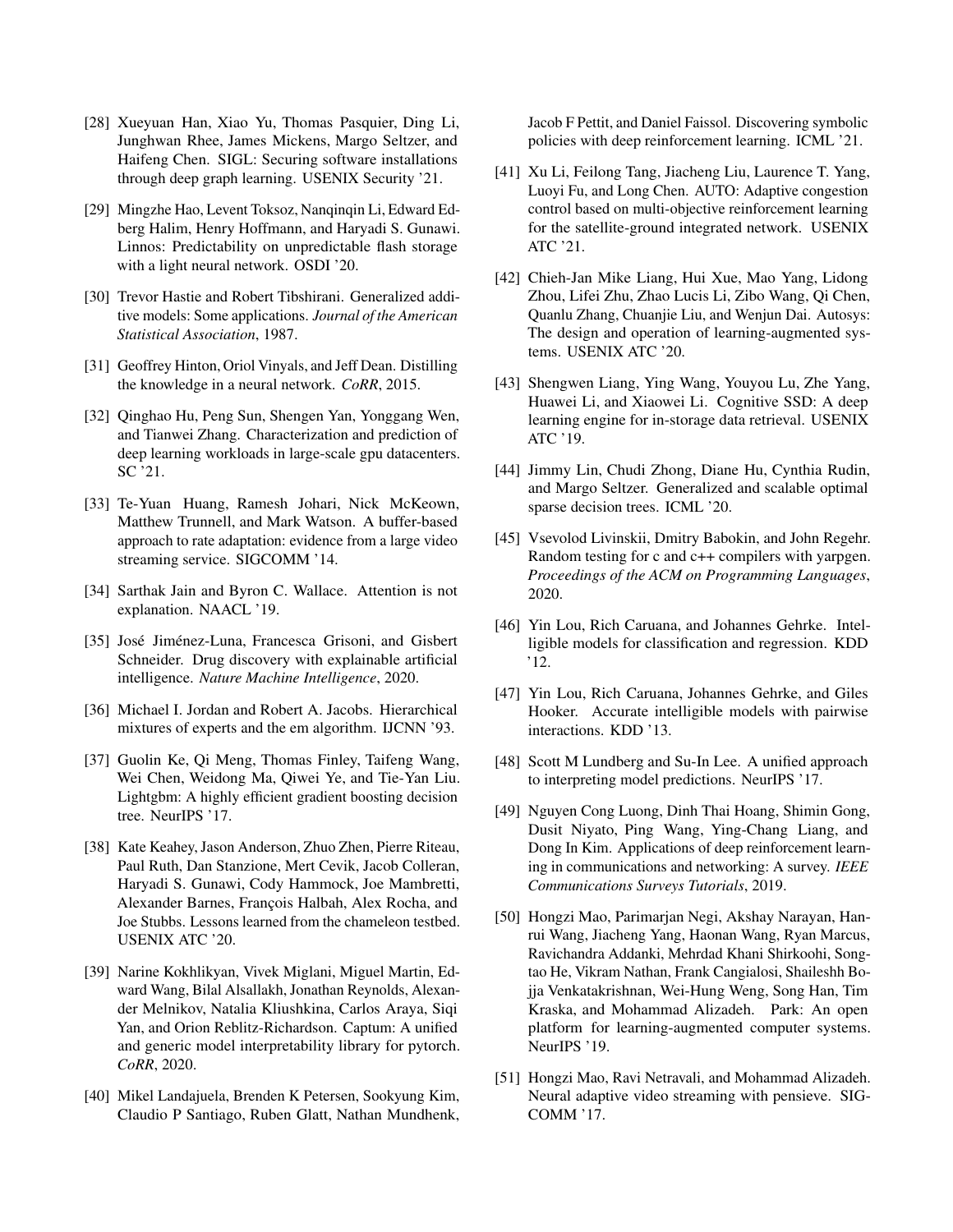[28] Xueyuan Han, Xiao Yu, Thomas Pasquier, Ding Li, Junghwan Rhee, James Mickens, Margo Seltzer, and Haifeng Chen. SIGL: Securing software installations through deep graph learning. USENIX Security '21.

[29] Mingzhe Hao, Levent Toksoz, Nanqinqin Li, Edward Edberg Halim, Henry Hoffmann, and Haryadi S. Gunawi. Linnos: Predictability on unpredictable flash storage with a light neural network. OSDI '20.

[30] Trevor Hastie and Robert Tibshirani. Generalized additive models: Some applications. *Journal of the American Statistical Association*, 1987.

[31] Geoffrey Hinton, Oriol Vinyals, and Jeff Dean. Distilling the knowledge in a neural network. *CoRR*, 2015.

[32] Qinghao Hu, Peng Sun, Shengen Yan, Yonggang Wen, and Tianwei Zhang. Characterization and prediction of deep learning workloads in large-scale gpu datacenters. SC '21.

[33] Te-Yuan Huang, Ramesh Johari, Nick McKeown, Matthew Trunnell, and Mark Watson. A buffer-based approach to rate adaptation: evidence from a large video streaming service. SIGCOMM '14.

[34] Sarthak Jain and Byron C. Wallace. Attention is not explanation. NAACL '19.

[35] José Jiménez-Luna, Francesca Grisoni, and Gisbert Schneider. Drug discovery with explainable artificial intelligence. *Nature Machine Intelligence*, 2020.

[36] Michael I. Jordan and Robert A. Jacobs. Hierarchical mixtures of experts and the em algorithm. IJCNN '93.

[37] Guolin Ke, Qi Meng, Thomas Finley, Taifeng Wang, Wei Chen, Weidong Ma, Qiwei Ye, and Tie-Yan Liu. Lightgbm: A highly efficient gradient boosting decision tree. NeurIPS '17.

[38] Kate Keahey, Jason Anderson, Zhuo Zhen, Pierre Riteau, Paul Ruth, Dan Stanzione, Mert Cevik, Jacob Colleran, Haryadi S. Gunawi, Cody Hammock, Joe Mambretti, Alexander Barnes, François Halbah, Alex Rocha, and Joe Stubbs. Lessons learned from the chameleon testbed. USENIX ATC '20.

[39] Narine Kokhlikyan, Vivek Miglani, Miguel Martin, Edward Wang, Bilal Alsallakh, Jonathan Reynolds, Alexander Melnikov, Natalia Kliushkina, Carlos Araya, Siqi Yan, and Orion Reblitz-Richardson. Captum: A unified and generic model interpretability library for pytorch. *CoRR*, 2020.

[40] Mikel Landajuela, Brenden K Petersen, Sookyung Kim, Claudio P Santiago, Ruben Glatt, Nathan Mundhenk, Jacob F Pettit, and Daniel Faissol. Discovering symbolic policies with deep reinforcement learning. ICML '21.

[41] Xu Li, Feilong Tang, Jiacheng Liu, Laurence T. Yang, Luoyi Fu, and Long Chen. AUTO: Adaptive congestion control based on multi-objective reinforcement learning for the satellite-ground integrated network. USENIX ATC '21.

[42] Chieh-Jan Mike Liang, Hui Xue, Mao Yang, Lidong Zhou, Lifei Zhu, Zhao Lucis Li, Zibo Wang, Qi Chen, Quanlu Zhang, Chuanjie Liu, and Wenjun Dai. Autosys: The design and operation of learning-augmented systems. USENIX ATC '20.

[43] Shengwen Liang, Ying Wang, Youyou Lu, Zhe Yang, Huawei Li, and Xiaowei Li. Cognitive SSD: A deep learning engine for in-storage data retrieval. USENIX ATC '19.

[44] Jimmy Lin, Chudi Zhong, Diane Hu, Cynthia Rudin, and Margo Seltzer. Generalized and scalable optimal sparse decision trees. ICML '20.

[45] Vsevolod Livinskii, Dmitry Babokin, and John Regehr. Random testing for c and c++ compilers with yarpgen. *Proceedings of the ACM on Programming Languages*, 2020.

[46] Yin Lou, Rich Caruana, and Johannes Gehrke. Intelligible models for classification and regression. KDD '12.

[47] Yin Lou, Rich Caruana, Johannes Gehrke, and Giles Hooker. Accurate intelligible models with pairwise interactions. KDD '13.

[48] Scott M Lundberg and Su-In Lee. A unified approach to interpreting model predictions. NeurIPS '17.

[49] Nguyen Cong Luong, Dinh Thai Hoang, Shimin Gong, Dusit Niyato, Ping Wang, Ying-Chang Liang, and Dong In Kim. Applications of deep reinforcement learning in communications and networking: A survey. *IEEE Communications Surveys Tutorials*, 2019.

[50] Hongzi Mao, Parimarjan Negi, Akshay Narayan, Hanrui Wang, Jiacheng Yang, Haonan Wang, Ryan Marcus, Ravichandra Addanki, Mehrdad Khani Shirkoohi, Songtao He, Vikram Nathan, Frank Cangialosi, Shaileshh Bojja Venkatakrishnan, Wei-Hung Weng, Song Han, Tim Kraska, and Mohammad Alizadeh. Park: An open platform for learning-augmented computer systems. NeurIPS '19.

[51] Hongzi Mao, Ravi Netravali, and Mohammad Alizadeh. Neural adaptive video streaming with pensieve. SIGCOMM '17.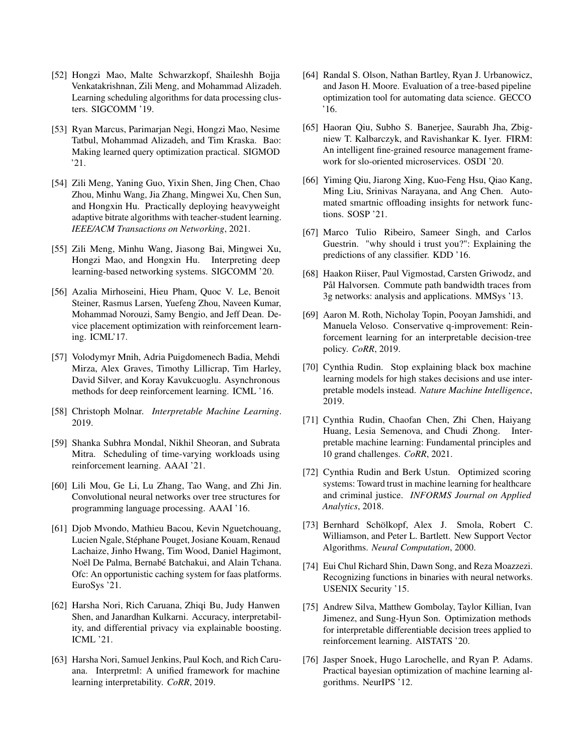[52] Hongzi Mao, Malte Schwarzkopf, Shaileshh Bojja Venkatakrishnan, Zili Meng, and Mohammad Alizadeh. Learning scheduling algorithms for data processing clusters. SIGCOMM '19.

[53] Ryan Marcus, Parimarjan Negi, Hongzi Mao, Nesime Tatbul, Mohammad Alizadeh, and Tim Kraska. Bao: Making learned query optimization practical. SIGMOD '21.

[54] Zili Meng, Yaning Guo, Yixin Shen, Jing Chen, Chao Zhou, Minhu Wang, Jia Zhang, Mingwei Xu, Chen Sun, and Hongxin Hu. Practically deploying heavyweight adaptive bitrate algorithms with teacher-student learning. *IEEE/ACM Transactions on Networking*, 2021.

[55] Zili Meng, Minhu Wang, Jiasong Bai, Mingwei Xu, Hongzi Mao, and Hongxin Hu. Interpreting deep learning-based networking systems. SIGCOMM '20.

[56] Azalia Mirhoseini, Hieu Pham, Quoc V. Le, Benoit Steiner, Rasmus Larsen, Yuefeng Zhou, Naveen Kumar, Mohammad Norouzi, Samy Bengio, and Jeff Dean. Device placement optimization with reinforcement learning. ICML'17.

[57] Volodymyr Mnih, Adria Puigdomenech Badia, Mehdi Mirza, Alex Graves, Timothy Lillicrap, Tim Harley, David Silver, and Koray Kavukcuoglu. Asynchronous methods for deep reinforcement learning. ICML '16.

[58] Christoph Molnar. *Interpretable Machine Learning*. 2019.

[59] Shanka Subhra Mondal, Nikhil Sheoran, and Subrata Mitra. Scheduling of time-varying workloads using reinforcement learning. AAAI '21.

[60] Lili Mou, Ge Li, Lu Zhang, Tao Wang, and Zhi Jin. Convolutional neural networks over tree structures for programming language processing. AAAI '16.

[61] Djob Mvondo, Mathieu Bacou, Kevin Nguetchouang, Lucien Ngale, Stéphane Pouget, Josiane Kouam, Renaud Lachaize, Jinho Hwang, Tim Wood, Daniel Hagimont, Noël De Palma, Bernabé Batchakui, and Alain Tchana. Ofc: An opportunistic caching system for faas platforms. EuroSys '21.

[62] Harsha Nori, Rich Caruana, Zhiqi Bu, Judy Hanwen Shen, and Janardhan Kulkarni. Accuracy, interpretability, and differential privacy via explainable boosting. ICML '21.

[63] Harsha Nori, Samuel Jenkins, Paul Koch, and Rich Caruana. Interpretml: A unified framework for machine learning interpretability. *CoRR*, 2019.

[64] Randal S. Olson, Nathan Bartley, Ryan J. Urbanowicz, and Jason H. Moore. Evaluation of a tree-based pipeline optimization tool for automating data science. GECCO '16.

[65] Haoran Qiu, Subho S. Banerjee, Saurabh Jha, Zbigniew T. Kalbarczyk, and Ravishankar K. Iyer. FIRM: An intelligent fine-grained resource management framework for slo-oriented microservices. OSDI '20.

[66] Yiming Qiu, Jiarong Xing, Kuo-Feng Hsu, Qiao Kang, Ming Liu, Srinivas Narayana, and Ang Chen. Automated smartnic offloading insights for network functions. SOSP '21.

[67] Marco Tulio Ribeiro, Sameer Singh, and Carlos Guestrin. "why should i trust you?": Explaining the predictions of any classifier. KDD '16.

[68] Haakon Riiser, Paul Vigmostad, Carsten Griwodz, and Pål Halvorsen. Commute path bandwidth traces from 3g networks: analysis and applications. MMSys '13.

[69] Aaron M. Roth, Nicholay Topin, Pooyan Jamshidi, and Manuela Veloso. Conservative q-improvement: Reinforcement learning for an interpretable decision-tree policy. *CoRR*, 2019.

[70] Cynthia Rudin. Stop explaining black box machine learning models for high stakes decisions and use interpretable models instead. *Nature Machine Intelligence*, 2019.

[71] Cynthia Rudin, Chaofan Chen, Zhi Chen, Haiyang Huang, Lesia Semenova, and Chudi Zhong. Interpretable machine learning: Fundamental principles and 10 grand challenges. *CoRR*, 2021.

[72] Cynthia Rudin and Berk Ustun. Optimized scoring systems: Toward trust in machine learning for healthcare and criminal justice. *INFORMS Journal on Applied Analytics*, 2018.

[73] Bernhard Schölkopf, Alex J. Smola, Robert C. Williamson, and Peter L. Bartlett. New Support Vector Algorithms. *Neural Computation*, 2000.

[74] Eui Chul Richard Shin, Dawn Song, and Reza Moazzezi. Recognizing functions in binaries with neural networks. USENIX Security '15.

[75] Andrew Silva, Matthew Gombolay, Taylor Killian, Ivan Jimenez, and Sung-Hyun Son. Optimization methods for interpretable differentiable decision trees applied to reinforcement learning. AISTATS '20.

[76] Jasper Snoek, Hugo Larochelle, and Ryan P. Adams. Practical bayesian optimization of machine learning algorithms. NeurIPS '12.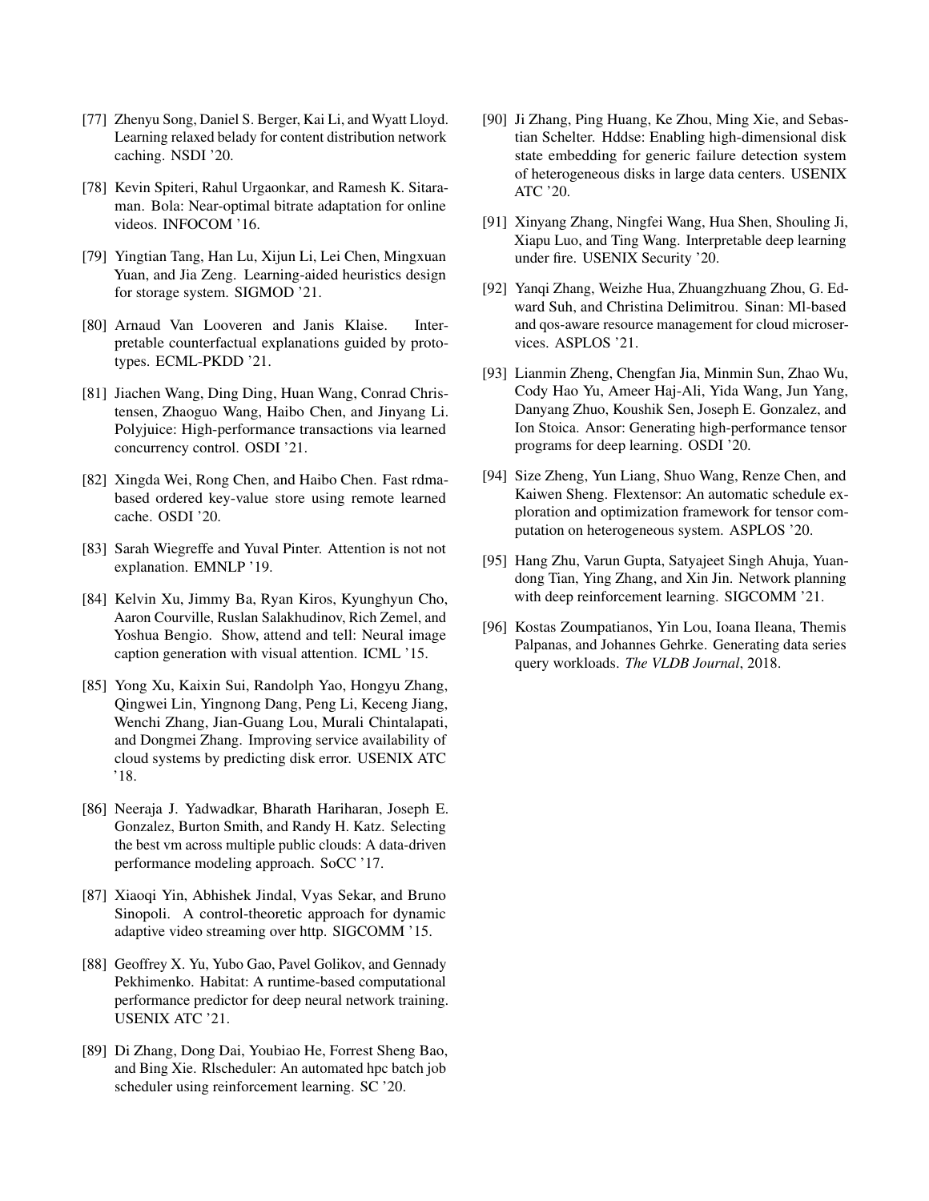[77] Zhenyu Song, Daniel S. Berger, Kai Li, and Wyatt Lloyd. Learning relaxed belady for content distribution network caching. NSDI '20.

[78] Kevin Spiteri, Rahul Urgaonkar, and Ramesh K. Sitaraman. Bola: Near-optimal bitrate adaptation for online videos. INFOCOM '16.

[79] Yingtian Tang, Han Lu, Xijun Li, Lei Chen, Mingxuan Yuan, and Jia Zeng. Learning-aided heuristics design for storage system. SIGMOD '21.

[80] Arnaud Van Looveren and Janis Klaise. Interpretable counterfactual explanations guided by prototypes. ECML-PKDD '21.

[81] Jiachen Wang, Ding Ding, Huan Wang, Conrad Christensen, Zhaoguo Wang, Haibo Chen, and Jinyang Li. Polyjuice: High-performance transactions via learned concurrency control. OSDI '21.

[82] Xingda Wei, Rong Chen, and Haibo Chen. Fast rdma-based ordered key-value store using remote learned cache. OSDI '20.

[83] Sarah Wiegreffe and Yuval Pinter. Attention is not not explanation. EMNLP '19.

[84] Kelvin Xu, Jimmy Ba, Ryan Kiros, Kyunghyun Cho, Aaron Courville, Ruslan Salakhudinov, Rich Zemel, and Yoshua Bengio. Show, attend and tell: Neural image caption generation with visual attention. ICML '15.

[85] Yong Xu, Kaixin Sui, Randolph Yao, Hongyu Zhang, Qingwei Lin, Yingnong Dang, Peng Li, Keceng Jiang, Wenchi Zhang, Jian-Guang Lou, Murali Chintalapati, and Dongmei Zhang. Improving service availability of cloud systems by predicting disk error. USENIX ATC '18.

[86] Neeraja J. Yadwadkar, Bharath Hariharan, Joseph E. Gonzalez, Burton Smith, and Randy H. Katz. Selecting the best vm across multiple public clouds: A data-driven performance modeling approach. SoCC '17.

[87] Xiaoqi Yin, Abhishek Jindal, Vyas Sekar, and Bruno Sinopoli. A control-theoretic approach for dynamic adaptive video streaming over http. SIGCOMM '15.

[88] Geoffrey X. Yu, Yubo Gao, Pavel Golikov, and Gennady Pekhimenko. Habitat: A runtime-based computational performance predictor for deep neural network training. USENIX ATC '21.

[89] Di Zhang, Dong Dai, Youbiao He, Forrest Sheng Bao, and Bing Xie. Rlscheduler: An automated hpc batch job scheduler using reinforcement learning. SC '20.

[90] Ji Zhang, Ping Huang, Ke Zhou, Ming Xie, and Sebastian Schelter. Hddse: Enabling high-dimensional disk state embedding for generic failure detection system of heterogeneous disks in large data centers. USENIX ATC '20.

[91] Xinyang Zhang, Ningfei Wang, Hua Shen, Shouling Ji, Xiapu Luo, and Ting Wang. Interpretable deep learning under fire. USENIX Security '20.

[92] Yanqi Zhang, Weizhe Hua, Zhuangzhuang Zhou, G. Edward Suh, and Christina Delimitrou. Sinan: Ml-based and qos-aware resource management for cloud microservices. ASPLOS '21.

[93] Lianmin Zheng, Chengfan Jia, Minmin Sun, Zhao Wu, Cody Hao Yu, Ameer Haj-Ali, Yida Wang, Jun Yang, Danyang Zhuo, Koushik Sen, Joseph E. Gonzalez, and Ion Stoica. Ansor: Generating high-performance tensor programs for deep learning. OSDI '20.

[94] Size Zheng, Yun Liang, Shuo Wang, Renze Chen, and Kaiwen Sheng. Flextensor: An automatic schedule exploration and optimization framework for tensor computation on heterogeneous system. ASPLOS '20.

[95] Hang Zhu, Varun Gupta, Satyajeet Singh Ahuja, Yuandong Tian, Ying Zhang, and Xin Jin. Network planning with deep reinforcement learning. SIGCOMM '21.

[96] Kostas Zoumpatianos, Yin Lou, Ioana Ileana, Themis Palpanas, and Johannes Gehrke. Generating data series query workloads. *The VLDB Journal*, 2018.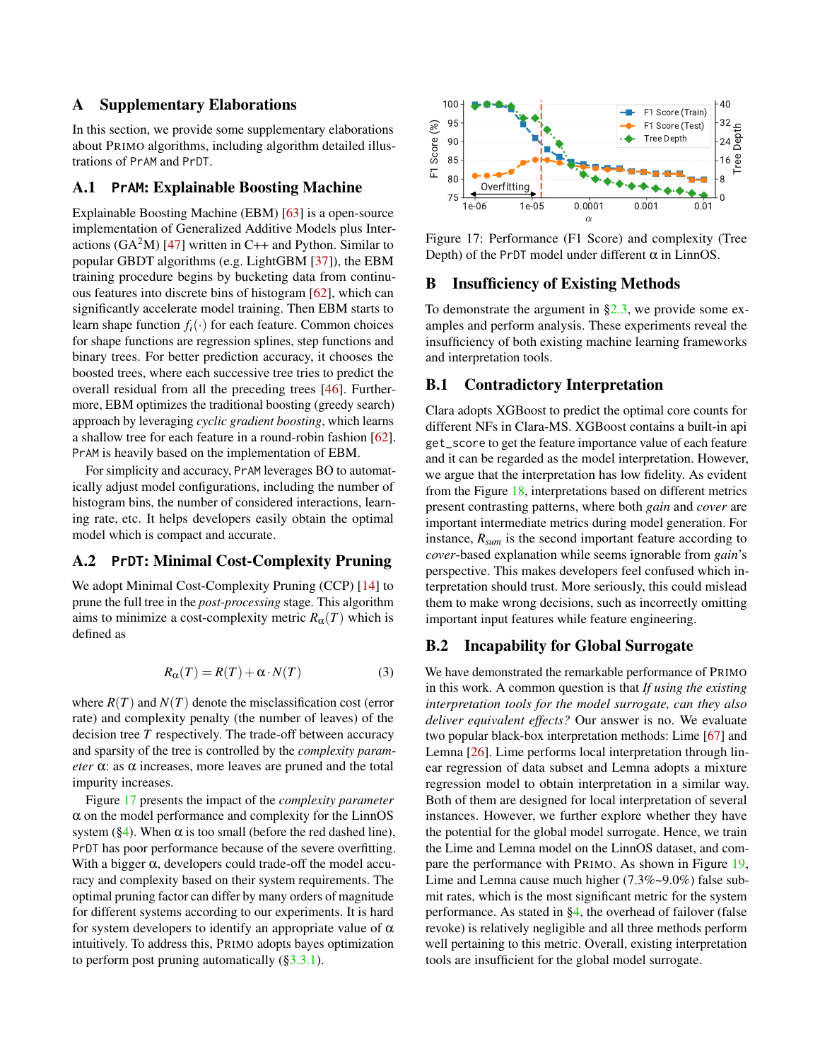## A Supplementary Elaborations

In this section, we provide some supplementary elaborations about PRIMO algorithms, including algorithm detailed illustrations of `PrAM` and `PrDT`.

### A.1 `PrAM`: Explainable Boosting Machine

Explainable Boosting Machine (EBM) [63] is a open-source implementation of Generalized Additive Models plus Interactions (GA$^2$M) [47] written in C++ and Python. Similar to popular GBDT algorithms (e.g. LightGBM [37]), the EBM training procedure begins by bucketing data from continuous features into discrete bins of histogram [62], which can significantly accelerate model training. Then EBM starts to learn shape function $f_i(\cdot)$ for each feature. Common choices for shape functions are regression splines, step functions and binary trees. For better prediction accuracy, it chooses the boosted trees, where each successive tree tries to predict the overall residual from all the preceding trees [46]. Furthermore, EBM optimizes the traditional boosting (greedy search) approach by leveraging *cyclic gradient boosting*, which learns a shallow tree for each feature in a round-robin fashion [62]. `PrAM` is heavily based on the implementation of EBM.

For simplicity and accuracy, `PrAM` leverages BO to automatically adjust model configurations, including the number of histogram bins, the number of considered interactions, learning rate, etc. It helps developers easily obtain the optimal model which is compact and accurate.

### A.2 `PrDT`: Minimal Cost-Complexity Pruning

We adopt Minimal Cost-Complexity Pruning (CCP) [14] to prune the full tree in the *post-processing* stage. This algorithm aims to minimize a cost-complexity metric $R_\alpha(T)$ which is defined as

$$R_\alpha(T) = R(T) + \alpha \cdot N(T) \tag{3}$$

where $R(T)$ and $N(T)$ denote the misclassification cost (error rate) and complexity penalty (the number of leaves) of the decision tree $T$ respectively. The trade-off between accuracy and sparsity of the tree is controlled by the *complexity parameter* $\alpha$: as $\alpha$ increases, more leaves are pruned and the total impurity increases.

Figure 17 presents the impact of the *complexity parameter* $\alpha$ on the model performance and complexity for the LinnOS system (§4). When $\alpha$ is too small (before the red dashed line), `PrDT` has poor performance because of the severe overfitting. With a bigger $\alpha$, developers could trade-off the model accuracy and complexity based on their system requirements. The optimal pruning factor can differ by many orders of magnitude for different systems according to our experiments. It is hard for system developers to identify an appropriate value of $\alpha$ intuitively. To address this, PRIMO adopts bayes optimization to perform post pruning automatically (§3.3.1).

F1 Score (%)
100
95
90
85
80
75
Tree Depth
40
32
24
16
8
0
1e-06
1e-05
0.0001
0.001
0.01
$\alpha$
Overfitting
F1 Score (Train)
F1 Score (Test)
Tree Depth

Figure 17: Performance (F1 Score) and complexity (Tree Depth) of the `PrDT` model under different $\alpha$ in LinnOS.

## B Insufficiency of Existing Methods

To demonstrate the argument in §2.3, we provide some examples and perform analysis. These experiments reveal the insufficiency of both existing machine learning frameworks and interpretation tools.

### B.1 Contradictory Interpretation

Clara adopts XGBoost to predict the optimal core counts for different NFs in Clara-MS. XGBoost contains a built-in api `get_score` to get the feature importance value of each feature and it can be regarded as the model interpretation. However, we argue that the interpretation has low fidelity. As evident from the Figure 18, interpretations based on different metrics present contrasting patterns, where both *gain* and *cover* are important intermediate metrics during model generation. For instance, $R_{sum}$ is the second important feature according to *cover*-based explanation while seems ignorable from *gain*'s perspective. This makes developers feel confused which interpretation should trust. More seriously, this could mislead them to make wrong decisions, such as incorrectly omitting important input features while feature engineering.

### B.2 Incapability for Global Surrogate

We have demonstrated the remarkable performance of PRIMO in this work. A common question is that *If using the existing interpretation tools for the model surrogate, can they also deliver equivalent effects?* Our answer is no. We evaluate two popular black-box interpretation methods: Lime [67] and Lemna [26]. Lime performs local interpretation through linear regression of data subset and Lemna adopts a mixture regression model to obtain interpretation in a similar way. Both of them are designed for local interpretation of several instances. However, we further explore whether they have the potential for the global model surrogate. Hence, we train the Lime and Lemna model on the LinnOS dataset, and compare the performance with PRIMO. As shown in Figure 19, Lime and Lemna cause much higher (7.3%~9.0%) false submit rates, which is the most significant metric for the system performance. As stated in §4, the overhead of failover (false revoke) is relatively negligible and all three methods perform well pertaining to this metric. Overall, existing interpretation tools are insufficient for the global model surrogate.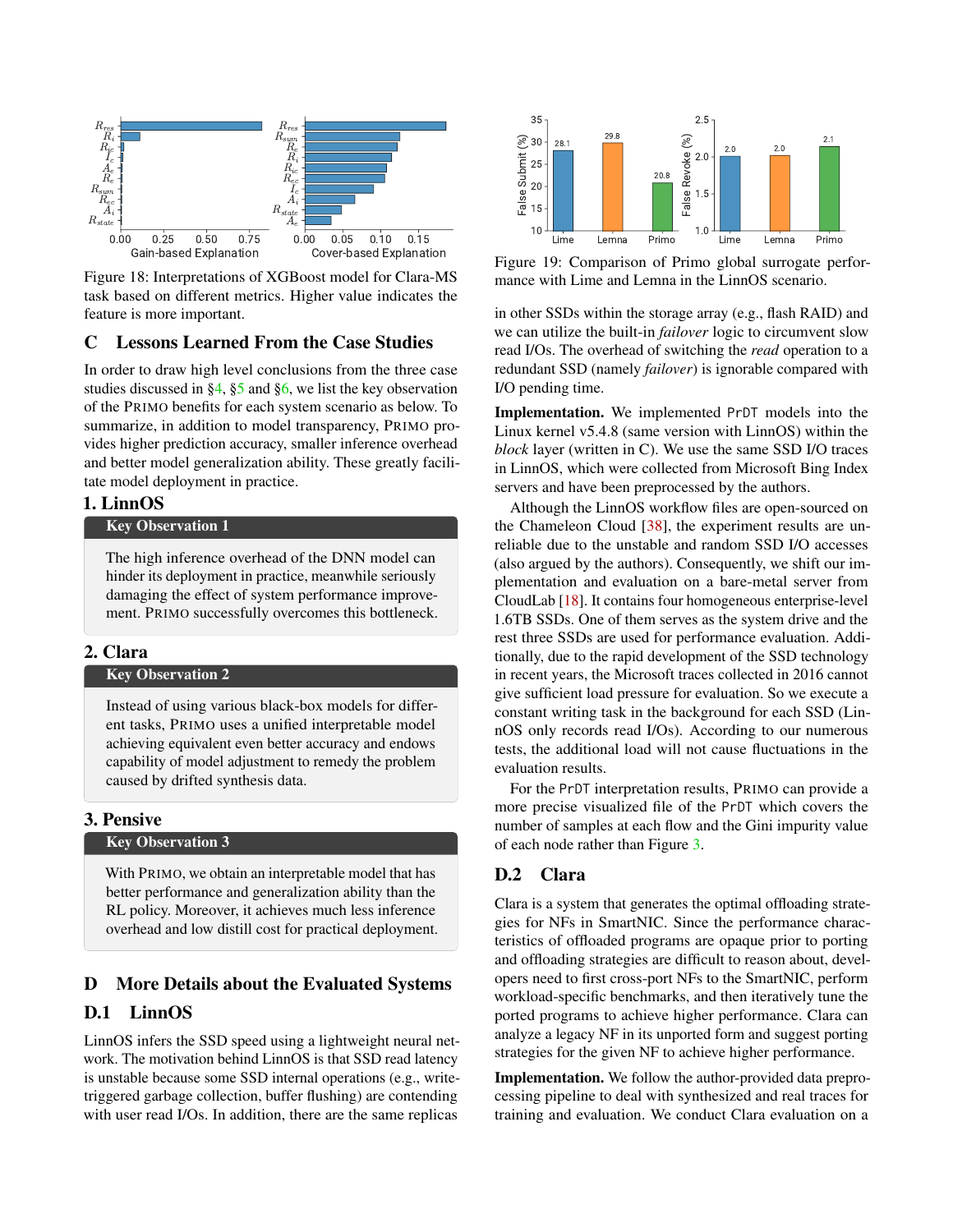Figure 18: Interpretations of XGBoost model for Clara-MS task based on different metrics. Higher value indicates the feature is more important.

Figure 19: Comparison of Primo global surrogate performance with Lime and Lemna in the LinnOS scenario.

## C Lessons Learned From the Case Studies

In order to draw high level conclusions from the three case studies discussed in §4, §5 and §6, we list the key observation of the PRIMO benefits for each system scenario as below. To summarize, in addition to model transparency, PRIMO provides higher prediction accuracy, smaller inference overhead and better model generalization ability. These greatly facilitate model deployment in practice.

### 1. LinnOS

**Key Observation 1**

The high inference overhead of the DNN model can hinder its deployment in practice, meanwhile seriously damaging the effect of system performance improvement. PRIMO successfully overcomes this bottleneck.

### 2. Clara

**Key Observation 2**

Instead of using various black-box models for different tasks, PRIMO uses a unified interpretable model achieving equivalent even better accuracy and endows capability of model adjustment to remedy the problem caused by drifted synthesis data.

### 3. Pensive

**Key Observation 3**

With PRIMO, we obtain an interpretable model that has better performance and generalization ability than the RL policy. Moreover, it achieves much less inference overhead and low distill cost for practical deployment.

## D More Details about the Evaluated Systems

### D.1 LinnOS

LinnOS infers the SSD speed using a lightweight neural network. The motivation behind LinnOS is that SSD read latency is unstable because some SSD internal operations (e.g., write-triggered garbage collection, buffer flushing) are contending with user read I/Os. In addition, there are the same replicas in other SSDs within the storage array (e.g., flash RAID) and we can utilize the built-in *failover* logic to circumvent slow read I/Os. The overhead of switching the *read* operation to a redundant SSD (namely *failover*) is ignorable compared with I/O pending time.

**Implementation.** We implemented PrDT models into the Linux kernel v5.4.8 (same version with LinnOS) within the *block* layer (written in C). We use the same SSD I/O traces in LinnOS, which were collected from Microsoft Bing Index servers and have been preprocessed by the authors.

Although the LinnOS workflow files are open-sourced on the Chameleon Cloud [38], the experiment results are unreliable due to the unstable and random SSD I/O accesses (also argued by the authors). Consequently, we shift our implementation and evaluation on a bare-metal server from CloudLab [18]. It contains four homogeneous enterprise-level 1.6TB SSDs. One of them serves as the system drive and the rest three SSDs are used for performance evaluation. Additionally, due to the rapid development of the SSD technology in recent years, the Microsoft traces collected in 2016 cannot give sufficient load pressure for evaluation. So we execute a constant writing task in the background for each SSD (LinnOS only records read I/Os). According to our numerous tests, the additional load will not cause fluctuations in the evaluation results.

For the PrDT interpretation results, PRIMO can provide a more precise visualized file of the PrDT which covers the number of samples at each flow and the Gini impurity value of each node rather than Figure 3.

### D.2 Clara

Clara is a system that generates the optimal offloading strategies for NFs in SmartNIC. Since the performance characteristics of offloaded programs are opaque prior to porting and offloading strategies are difficult to reason about, developers need to first cross-port NFs to the SmartNIC, perform workload-specific benchmarks, and then iteratively tune the ported programs to achieve higher performance. Clara can analyze a legacy NF in its unported form and suggest porting strategies for the given NF to achieve higher performance.

**Implementation.** We follow the author-provided data preprocessing pipeline to deal with synthesized and real traces for training and evaluation. We conduct Clara evaluation on a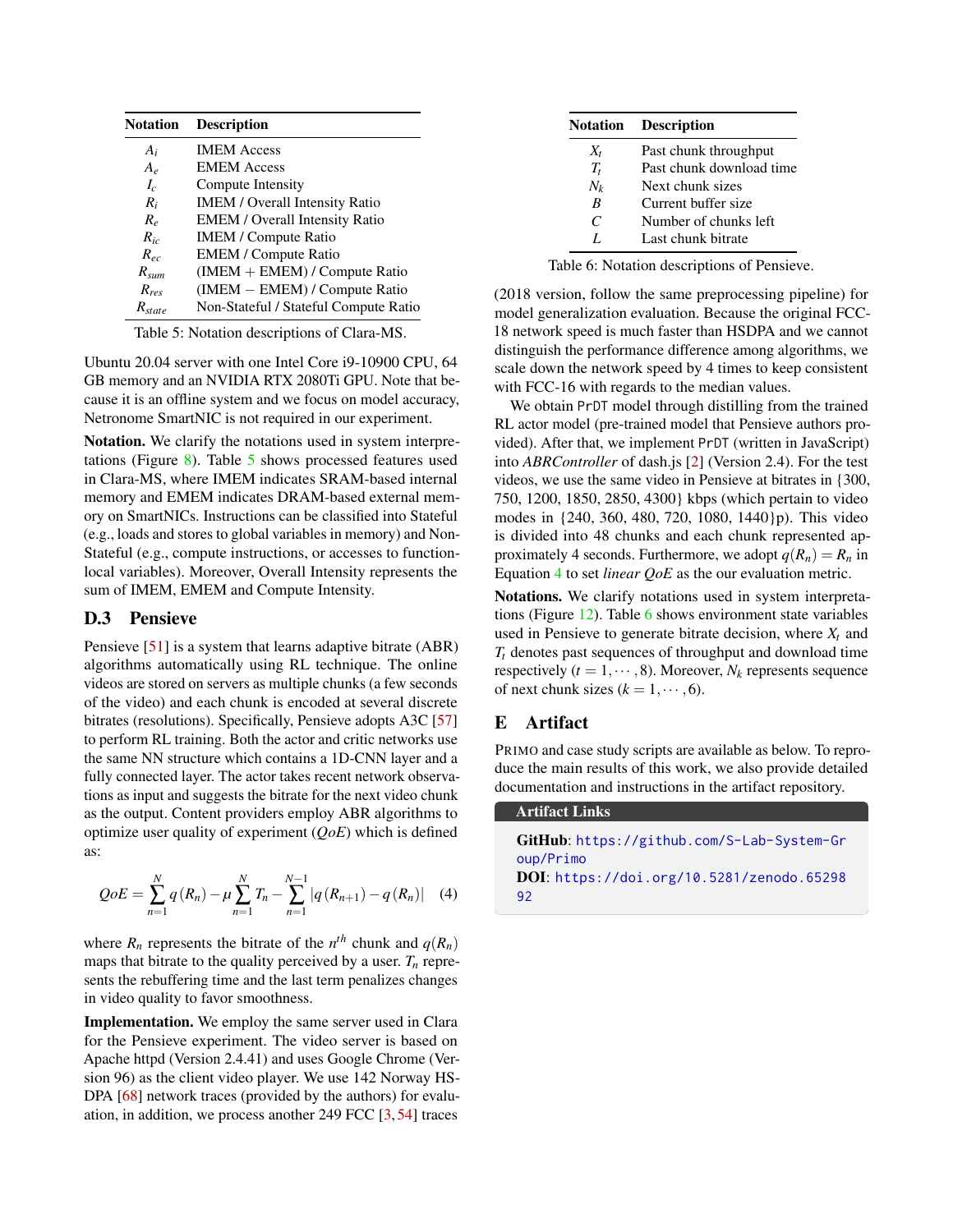| Notation | Description |
|---|---|
| $A_i$ | IMEM Access |
| $A_e$ | EMEM Access |
| $I_c$ | Compute Intensity |
| $R_i$ | IMEM / Overall Intensity Ratio |
| $R_e$ | EMEM / Overall Intensity Ratio |
| $R_{ic}$ | IMEM / Compute Ratio |
| $R_{ec}$ | EMEM / Compute Ratio |
| $R_{sum}$ | (IMEM + EMEM) / Compute Ratio |
| $R_{res}$ | (IMEM − EMEM) / Compute Ratio |
| $R_{state}$ | Non-Stateful / Stateful Compute Ratio |

Table 5: Notation descriptions of Clara-MS.

Ubuntu 20.04 server with one Intel Core i9-10900 CPU, 64 GB memory and an NVIDIA RTX 2080Ti GPU. Note that because it is an offline system and we focus on model accuracy, Netronome SmartNIC is not required in our experiment.

**Notation.** We clarify the notations used in system interpretations (Figure 8). Table 5 shows processed features used in Clara-MS, where IMEM indicates SRAM-based internal memory and EMEM indicates DRAM-based external memory on SmartNICs. Instructions can be classified into Stateful (e.g., loads and stores to global variables in memory) and Non-Stateful (e.g., compute instructions, or accesses to function-local variables). Moreover, Overall Intensity represents the sum of IMEM, EMEM and Compute Intensity.

## D.3 Pensieve

Pensieve [51] is a system that learns adaptive bitrate (ABR) algorithms automatically using RL technique. The online videos are stored on servers as multiple chunks (a few seconds of the video) and each chunk is encoded at several discrete bitrates (resolutions). Specifically, Pensieve adopts A3C [57] to perform RL training. Both the actor and critic networks use the same NN structure which contains a 1D-CNN layer and a fully connected layer. The actor takes recent network observations as input and suggests the bitrate for the next video chunk as the output. Content providers employ ABR algorithms to optimize user quality of experiment (*QoE*) which is defined as:

$$QoE = \sum_{n=1}^{N} q(R_n) - \mu \sum_{n=1}^{N} T_n - \sum_{n=1}^{N-1} |q(R_{n+1}) - q(R_n)| \quad (4)$$

where $R_n$ represents the bitrate of the $n^{th}$ chunk and $q(R_n)$ maps that bitrate to the quality perceived by a user. $T_n$ represents the rebuffering time and the last term penalizes changes in video quality to favor smoothness.

**Implementation.** We employ the same server used in Clara for the Pensieve experiment. The video server is based on Apache httpd (Version 2.4.41) and uses Google Chrome (Version 96) as the client video player. We use 142 Norway HSDPA [68] network traces (provided by the authors) for evaluation, in addition, we process another 249 FCC [3, 54] traces (2018 version, follow the same preprocessing pipeline) for model generalization evaluation. Because the original FCC-18 network speed is much faster than HSDPA and we cannot distinguish the performance difference among algorithms, we scale down the network speed by 4 times to keep consistent with FCC-16 with regards to the median values.

We obtain `PrDT` model through distilling from the trained RL actor model (pre-trained model that Pensieve authors provided). After that, we implement `PrDT` (written in JavaScript) into *ABRController* of dash.js [2] (Version 2.4). For the test videos, we use the same video in Pensieve at bitrates in {300, 750, 1200, 1850, 2850, 4300} kbps (which pertain to video modes in {240, 360, 480, 720, 1080, 1440}p). This video is divided into 48 chunks and each chunk represented approximately 4 seconds. Furthermore, we adopt $q(R_n) = R_n$ in Equation 4 to set *linear QoE* as the our evaluation metric.

| Notation | Description |
|---|---|
| $X_t$ | Past chunk throughput |
| $T_t$ | Past chunk download time |
| $N_k$ | Next chunk sizes |
| $B$ | Current buffer size |
| $C$ | Number of chunks left |
| $L$ | Last chunk bitrate |

Table 6: Notation descriptions of Pensieve.

**Notations.** We clarify notations used in system interpretations (Figure 12). Table 6 shows environment state variables used in Pensieve to generate bitrate decision, where $X_t$ and $T_t$ denotes past sequences of throughput and download time respectively ($t = 1, \cdots, 8$). Moreover, $N_k$ represents sequence of next chunk sizes ($k = 1, \cdots, 6$).

# E Artifact

PRIMO and case study scripts are available as below. To reproduce the main results of this work, we also provide detailed documentation and instructions in the artifact repository.

**Artifact Links**

**GitHub**: https://github.com/S-Lab-System-Group/Primo

**DOI**: https://doi.org/10.5281/zenodo.6529892